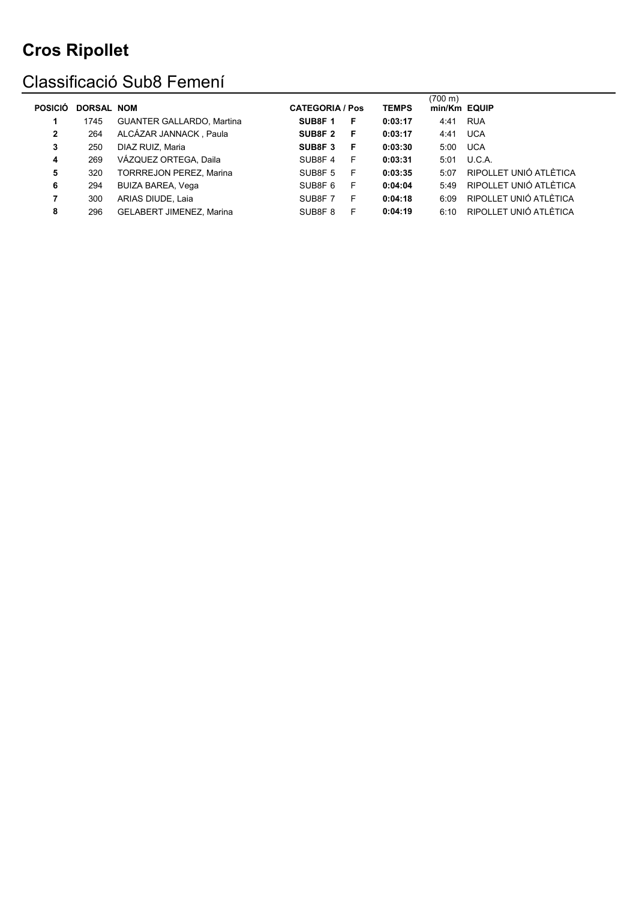# Cros Ripollet

## Classificació Sub8 Femení

| POSICIÓ | DORSAL | NOM | CATEGORIA / Pos | | TEMPS | (700 m) min/Km | EQUIP |
|---|---|---|---|---|---|---|---|
| **1** | 1745 | GUANTER GALLARDO, Martina | **SUB8F 1** | **F** | **0:03:17** | 4:41 | RUA |
| **2** | 264 | ALCÁZAR JANNACK , Paula | **SUB8F 2** | **F** | **0:03:17** | 4:41 | UCA |
| **3** | 250 | DIAZ RUIZ, Maria | **SUB8F 3** | **F** | **0:03:30** | 5:00 | UCA |
| **4** | 269 | VÁZQUEZ ORTEGA, Daila | SUB8F 4 | F | **0:03:31** | 5:01 | U.C.A. |
| **5** | 320 | TORRREJON PEREZ, Marina | SUB8F 5 | F | **0:03:35** | 5:07 | RIPOLLET UNIÓ ATLÈTICA |
| **6** | 294 | BUIZA BAREA, Vega | SUB8F 6 | F | **0:04:04** | 5:49 | RIPOLLET UNIÓ ATLÈTICA |
| **7** | 300 | ARIAS DIUDE, Laia | SUB8F 7 | F | **0:04:18** | 6:09 | RIPOLLET UNIÓ ATLÈTICA |
| **8** | 296 | GELABERT JIMENEZ, Marina | SUB8F 8 | F | **0:04:19** | 6:10 | RIPOLLET UNIÓ ATLÈTICA |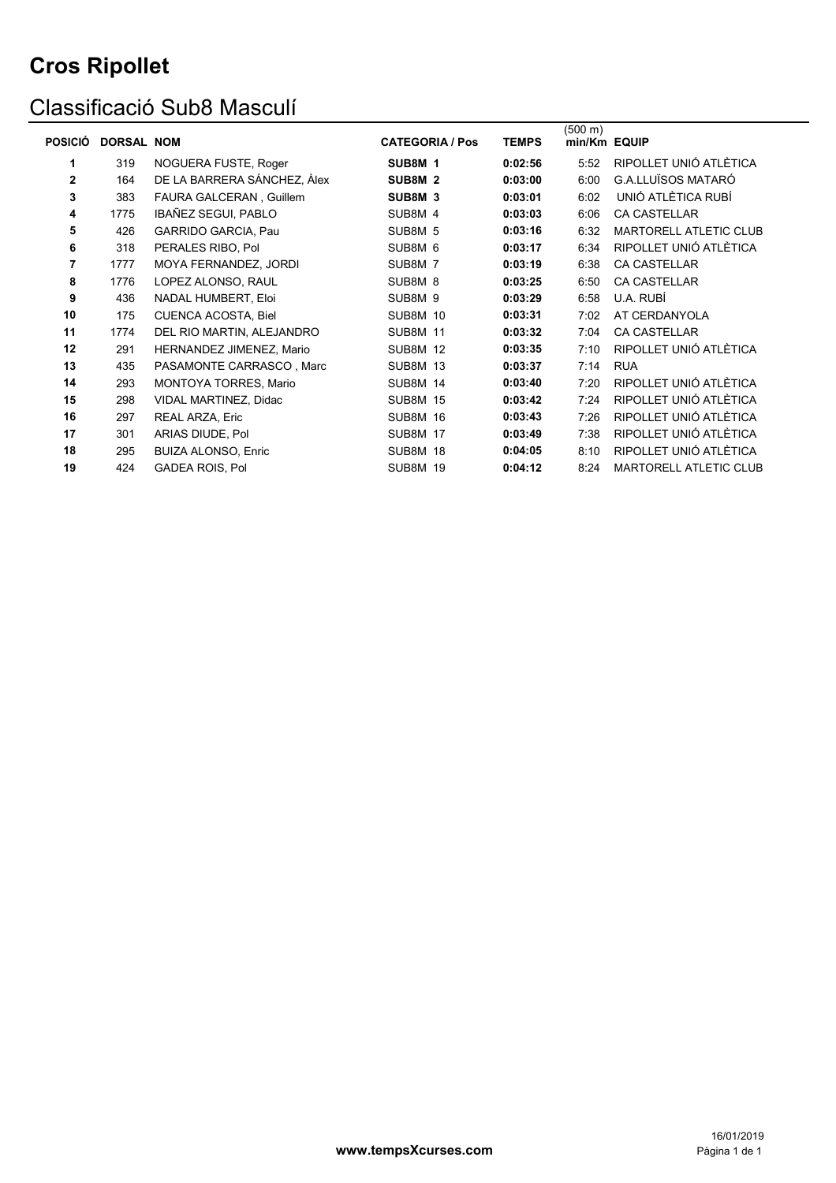# Cros Ripollet

## Classificació Sub8 Masculí

| POSICIÓ | DORSAL | NOM | CATEGORIA / Pos | TEMPS | (500 m) min/Km | EQUIP |
|---|---|---|---|---|---|---|
| **1** | 319 | NOGUERA FUSTE, Roger | **SUB8M 1** | **0:02:56** | 5:52 | RIPOLLET UNIÓ ATLÈTICA |
| **2** | 164 | DE LA BARRERA SÁNCHEZ, Àlex | **SUB8M 2** | **0:03:00** | 6:00 | G.A.LLUÏSOS MATARÓ |
| **3** | 383 | FAURA GALCERAN , Guillem | **SUB8M 3** | **0:03:01** | 6:02 | UNIÓ ATLÈTICA RUBÍ |
| **4** | 1775 | IBAÑEZ SEGUI, PABLO | SUB8M 4 | **0:03:03** | 6:06 | CA CASTELLAR |
| **5** | 426 | GARRIDO GARCIA, Pau | SUB8M 5 | **0:03:16** | 6:32 | MARTORELL ATLETIC CLUB |
| **6** | 318 | PERALES RIBO, Pol | SUB8M 6 | **0:03:17** | 6:34 | RIPOLLET UNIÓ ATLÈTICA |
| **7** | 1777 | MOYA FERNANDEZ, JORDI | SUB8M 7 | **0:03:19** | 6:38 | CA CASTELLAR |
| **8** | 1776 | LOPEZ ALONSO, RAUL | SUB8M 8 | **0:03:25** | 6:50 | CA CASTELLAR |
| **9** | 436 | NADAL HUMBERT, Eloi | SUB8M 9 | **0:03:29** | 6:58 | U.A. RUBÍ |
| **10** | 175 | CUENCA ACOSTA, Biel | SUB8M 10 | **0:03:31** | 7:02 | AT CERDANYOLA |
| **11** | 1774 | DEL RIO MARTIN, ALEJANDRO | SUB8M 11 | **0:03:32** | 7:04 | CA CASTELLAR |
| **12** | 291 | HERNANDEZ JIMENEZ, Mario | SUB8M 12 | **0:03:35** | 7:10 | RIPOLLET UNIÓ ATLÈTICA |
| **13** | 435 | PASAMONTE CARRASCO , Marc | SUB8M 13 | **0:03:37** | 7:14 | RUA |
| **14** | 293 | MONTOYA TORRES, Mario | SUB8M 14 | **0:03:40** | 7:20 | RIPOLLET UNIÓ ATLÈTICA |
| **15** | 298 | VIDAL MARTINEZ, Didac | SUB8M 15 | **0:03:42** | 7:24 | RIPOLLET UNIÓ ATLÈTICA |
| **16** | 297 | REAL ARZA, Eric | SUB8M 16 | **0:03:43** | 7:26 | RIPOLLET UNIÓ ATLÈTICA |
| **17** | 301 | ARIAS DIUDE, Pol | SUB8M 17 | **0:03:49** | 7:38 | RIPOLLET UNIÓ ATLÈTICA |
| **18** | 295 | BUIZA ALONSO, Enric | SUB8M 18 | **0:04:05** | 8:10 | RIPOLLET UNIÓ ATLÈTICA |
| **19** | 424 | GADEA ROIS, Pol | SUB8M 19 | **0:04:12** | 8:24 | MARTORELL ATLETIC CLUB |

**www.tempsXcurses.com**

16/01/2019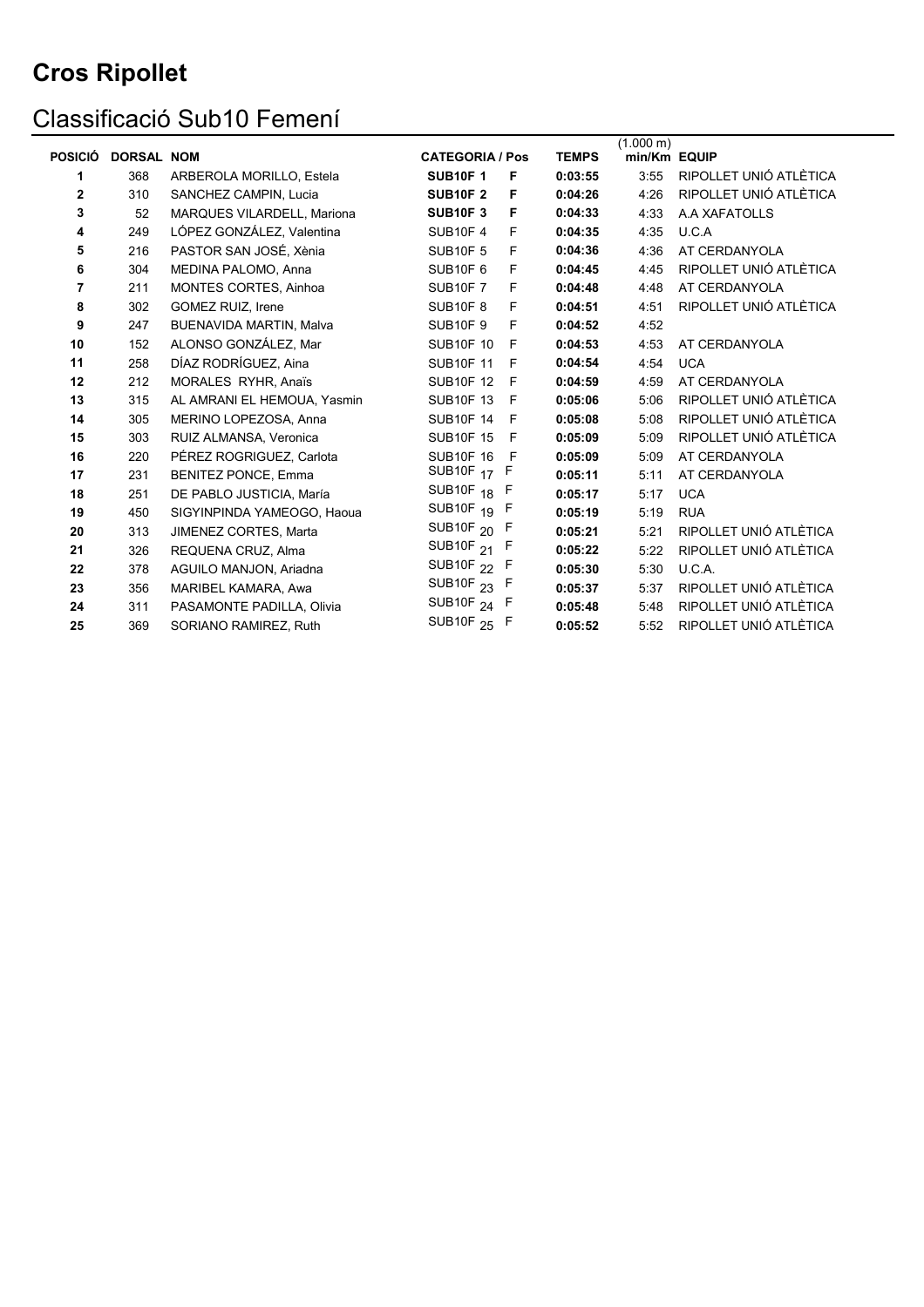# Cros Ripollet

## Classificació Sub10 Femení

| POSICIÓ | DORSAL | NOM | CATEGORIA / Pos | | TEMPS | (1.000 m) min/Km | EQUIP |
|---|---|---|---|---|---|---|---|
| 1 | 368 | ARBEROLA MORILLO, Estela | **SUB10F 1** | **F** | **0:03:55** | 3:55 | RIPOLLET UNIÓ ATLÈTICA |
| 2 | 310 | SANCHEZ CAMPIN, Lucia | **SUB10F 2** | **F** | **0:04:26** | 4:26 | RIPOLLET UNIÓ ATLÈTICA |
| 3 | 52 | MARQUES VILARDELL, Mariona | **SUB10F 3** | **F** | **0:04:33** | 4:33 | A.A XAFATOLLS |
| 4 | 249 | LÓPEZ GONZÁLEZ, Valentina | SUB10F 4 | F | **0:04:35** | 4:35 | U.C.A |
| 5 | 216 | PASTOR SAN JOSÉ, Xènia | SUB10F 5 | F | **0:04:36** | 4:36 | AT CERDANYOLA |
| 6 | 304 | MEDINA PALOMO, Anna | SUB10F 6 | F | **0:04:45** | 4:45 | RIPOLLET UNIÓ ATLÈTICA |
| 7 | 211 | MONTES CORTES, Ainhoa | SUB10F 7 | F | **0:04:48** | 4:48 | AT CERDANYOLA |
| 8 | 302 | GOMEZ RUIZ, Irene | SUB10F 8 | F | **0:04:51** | 4:51 | RIPOLLET UNIÓ ATLÈTICA |
| 9 | 247 | BUENAVIDA MARTIN, Malva | SUB10F 9 | F | **0:04:52** | 4:52 | |
| 10 | 152 | ALONSO GONZÁLEZ, Mar | SUB10F 10 | F | **0:04:53** | 4:53 | AT CERDANYOLA |
| 11 | 258 | DÍAZ RODRÍGUEZ, Aina | SUB10F 11 | F | **0:04:54** | 4:54 | UCA |
| 12 | 212 | MORALES RYHR, Anaïs | SUB10F 12 | F | **0:04:59** | 4:59 | AT CERDANYOLA |
| 13 | 315 | AL AMRANI EL HEMOUA, Yasmin | SUB10F 13 | F | **0:05:06** | 5:06 | RIPOLLET UNIÓ ATLÈTICA |
| 14 | 305 | MERINO LOPEZOSA, Anna | SUB10F 14 | F | **0:05:08** | 5:08 | RIPOLLET UNIÓ ATLÈTICA |
| 15 | 303 | RUIZ ALMANSA, Veronica | SUB10F 15 | F | **0:05:09** | 5:09 | RIPOLLET UNIÓ ATLÈTICA |
| 16 | 220 | PÉREZ ROGRIGUEZ, Carlota | SUB10F 16 | F | **0:05:09** | 5:09 | AT CERDANYOLA |
| 17 | 231 | BENITEZ PONCE, Emma | SUB10F 17 | F | **0:05:11** | 5:11 | AT CERDANYOLA |
| 18 | 251 | DE PABLO JUSTICIA, María | SUB10F 18 | F | **0:05:17** | 5:17 | UCA |
| 19 | 450 | SIGYINPINDA YAMEOGO, Haoua | SUB10F 19 | F | **0:05:19** | 5:19 | RUA |
| 20 | 313 | JIMENEZ CORTES, Marta | SUB10F 20 | F | **0:05:21** | 5:21 | RIPOLLET UNIÓ ATLÈTICA |
| 21 | 326 | REQUENA CRUZ, Alma | SUB10F 21 | F | **0:05:22** | 5:22 | RIPOLLET UNIÓ ATLÈTICA |
| 22 | 378 | AGUILO MANJON, Ariadna | SUB10F 22 | F | **0:05:30** | 5:30 | U.C.A. |
| 23 | 356 | MARIBEL KAMARA, Awa | SUB10F 23 | F | **0:05:37** | 5:37 | RIPOLLET UNIÓ ATLÈTICA |
| 24 | 311 | PASAMONTE PADILLA, Olivia | SUB10F 24 | F | **0:05:48** | 5:48 | RIPOLLET UNIÓ ATLÈTICA |
| 25 | 369 | SORIANO RAMIREZ, Ruth | SUB10F 25 | F | **0:05:52** | 5:52 | RIPOLLET UNIÓ ATLÈTICA |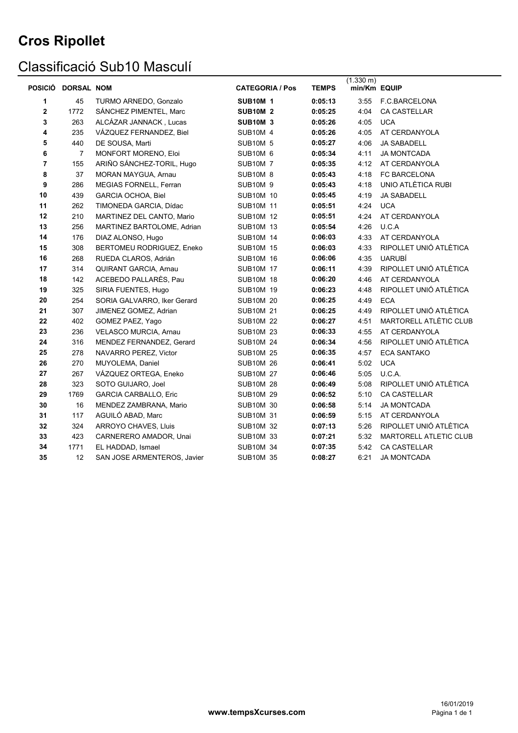# Cros Ripollet

## Classificació Sub10 Masculí

| POSICIÓ | DORSAL | NOM | CATEGORIA / Pos | TEMPS | (1.330 m) min/Km | EQUIP |
|---|---|---|---|---|---|---|
| 1 | 45 | TURMO ARNEDO, Gonzalo | **SUB10M 1** | **0:05:13** | 3:55 | F.C.BARCELONA |
| 2 | 1772 | SÁNCHEZ PIMENTEL, Marc | **SUB10M 2** | **0:05:25** | 4:04 | CA CASTELLAR |
| 3 | 263 | ALCÁZAR JANNACK , Lucas | **SUB10M 3** | **0:05:26** | 4:05 | UCA |
| 4 | 235 | VÁZQUEZ FERNANDEZ, Biel | SUB10M 4 | **0:05:26** | 4:05 | AT CERDANYOLA |
| 5 | 440 | DE SOUSA, Marti | SUB10M 5 | **0:05:27** | 4:06 | JA SABADELL |
| 6 | 7 | MONFORT MORENO, Eloi | SUB10M 6 | **0:05:34** | 4:11 | JA MONTCADA |
| 7 | 155 | ARIÑO SÁNCHEZ-TORIL, Hugo | SUB10M 7 | **0:05:35** | 4:12 | AT CERDANYOLA |
| 8 | 37 | MORAN MAYGUA, Arnau | SUB10M 8 | **0:05:43** | 4:18 | FC BARCELONA |
| 9 | 286 | MEGIAS FORNELL, Ferran | SUB10M 9 | **0:05:43** | 4:18 | UNIO ATLÈTICA RUBI |
| 10 | 439 | GARCIA OCHOA, Biel | SUB10M 10 | **0:05:45** | 4:19 | JA SABADELL |
| 11 | 262 | TIMONEDA GARCIA, Dídac | SUB10M 11 | **0:05:51** | 4:24 | UCA |
| 12 | 210 | MARTINEZ DEL CANTO, Mario | SUB10M 12 | **0:05:51** | 4:24 | AT CERDANYOLA |
| 13 | 256 | MARTINEZ BARTOLOME, Adrian | SUB10M 13 | **0:05:54** | 4:26 | U.C.A |
| 14 | 176 | DIAZ ALONSO, Hugo | SUB10M 14 | **0:06:03** | 4:33 | AT CERDANYOLA |
| 15 | 308 | BERTOMEU RODRIGUEZ, Eneko | SUB10M 15 | **0:06:03** | 4:33 | RIPOLLET UNIÓ ATLÈTICA |
| 16 | 268 | RUEDA CLAROS, Adrián | SUB10M 16 | **0:06:06** | 4:35 | UARUBÍ |
| 17 | 314 | QUIRANT GARCIA, Arnau | SUB10M 17 | **0:06:11** | 4:39 | RIPOLLET UNIÓ ATLÈTICA |
| 18 | 142 | ACEBEDO PALLARÈS, Pau | SUB10M 18 | **0:06:20** | 4:46 | AT CERDANYOLA |
| 19 | 325 | SIRIA FUENTES, Hugo | SUB10M 19 | **0:06:23** | 4:48 | RIPOLLET UNIÓ ATLÈTICA |
| 20 | 254 | SORIA GALVARRO, Iker Gerard | SUB10M 20 | **0:06:25** | 4:49 | ECA |
| 21 | 307 | JIMENEZ GOMEZ, Adrian | SUB10M 21 | **0:06:25** | 4:49 | RIPOLLET UNIÓ ATLÈTICA |
| 22 | 402 | GOMEZ PAEZ, Yago | SUB10M 22 | **0:06:27** | 4:51 | MARTORELL ATLÈTIC CLUB |
| 23 | 236 | VELASCO MURCIA, Arnau | SUB10M 23 | **0:06:33** | 4:55 | AT CERDANYOLA |
| 24 | 316 | MENDEZ FERNANDEZ, Gerard | SUB10M 24 | **0:06:34** | 4:56 | RIPOLLET UNIÓ ATLÈTICA |
| 25 | 278 | NAVARRO PEREZ, Victor | SUB10M 25 | **0:06:35** | 4:57 | ECA SANTAKO |
| 26 | 270 | MUYOLEMA, Daniel | SUB10M 26 | **0:06:41** | 5:02 | UCA |
| 27 | 267 | VÁZQUEZ ORTEGA, Eneko | SUB10M 27 | **0:06:46** | 5:05 | U.C.A. |
| 28 | 323 | SOTO GUIJARO, Joel | SUB10M 28 | **0:06:49** | 5:08 | RIPOLLET UNIÓ ATLÈTICA |
| 29 | 1769 | GARCIA CARBALLO, Eric | SUB10M 29 | **0:06:52** | 5:10 | CA CASTELLAR |
| 30 | 16 | MENDEZ ZAMBRANA, Mario | SUB10M 30 | **0:06:58** | 5:14 | JA MONTCADA |
| 31 | 117 | AGUILÓ ABAD, Marc | SUB10M 31 | **0:06:59** | 5:15 | AT CERDANYOLA |
| 32 | 324 | ARROYO CHAVES, Lluis | SUB10M 32 | **0:07:13** | 5:26 | RIPOLLET UNIÓ ATLÈTICA |
| 33 | 423 | CARNERERO AMADOR, Unai | SUB10M 33 | **0:07:21** | 5:32 | MARTORELL ATLETIC CLUB |
| 34 | 1771 | EL HADDAD, Ismael | SUB10M 34 | **0:07:35** | 5:42 | CA CASTELLAR |
| 35 | 12 | SAN JOSE ARMENTEROS, Javier | SUB10M 35 | **0:08:27** | 6:21 | JA MONTCADA |

**www.tempsXcurses.com**

16/01/2019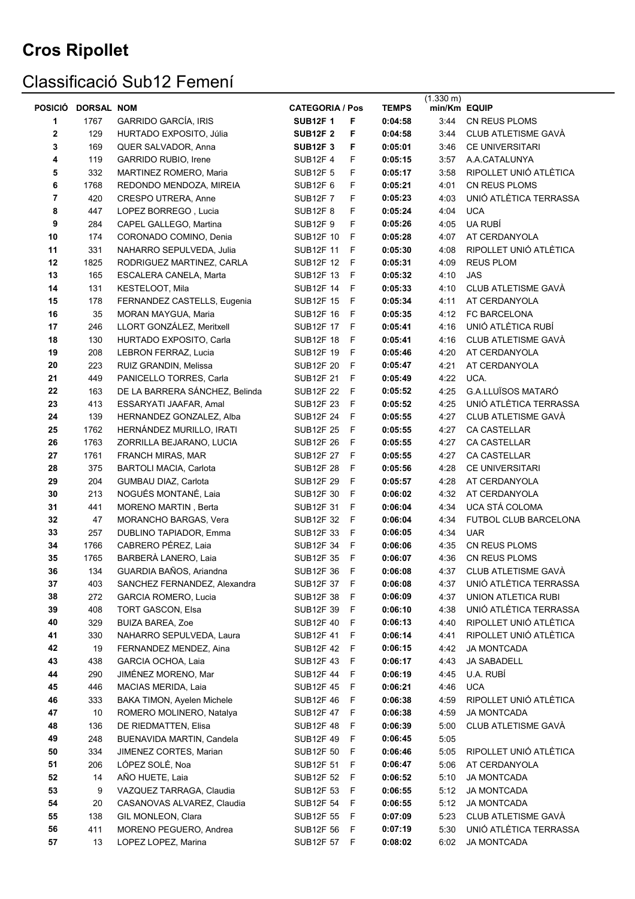# Cros Ripollet

## Classificació Sub12 Femení

| POSICIÓ | DORSAL | NOM | CATEGORIA / Pos | | TEMPS | (1.330 m) min/Km | EQUIP |
|---|---|---|---|---|---|---|---|
| 1 | 1767 | GARRIDO GARCÍA, IRIS | **SUB12F 1** | **F** | **0:04:58** | 3:44 | CN REUS PLOMS |
| 2 | 129 | HURTADO EXPOSITO, Júlia | **SUB12F 2** | **F** | **0:04:58** | 3:44 | CLUB ATLETISME GAVÀ |
| 3 | 169 | QUER SALVADOR, Anna | **SUB12F 3** | **F** | **0:05:01** | 3:46 | CE UNIVERSITARI |
| 4 | 119 | GARRIDO RUBIO, Irene | SUB12F 4 | F | **0:05:15** | 3:57 | A.A.CATALUNYA |
| 5 | 332 | MARTINEZ ROMERO, Maria | SUB12F 5 | F | **0:05:17** | 3:58 | RIPOLLET UNIÓ ATLÈTICA |
| 6 | 1768 | REDONDO MENDOZA, MIREIA | SUB12F 6 | F | **0:05:21** | 4:01 | CN REUS PLOMS |
| 7 | 420 | CRESPO UTRERA, Anne | SUB12F 7 | F | **0:05:23** | 4:03 | UNIÓ ATLÈTICA TERRASSA |
| 8 | 447 | LOPEZ BORREGO , Lucia | SUB12F 8 | F | **0:05:24** | 4:04 | UCA |
| 9 | 284 | CAPEL GALLEGO, Martina | SUB12F 9 | F | **0:05:26** | 4:05 | UA RUBÍ |
| 10 | 174 | CORONADO COMINO, Denia | SUB12F 10 | F | **0:05:28** | 4:07 | AT CERDANYOLA |
| 11 | 331 | NAHARRO SEPULVEDA, Julia | SUB12F 11 | F | **0:05:30** | 4:08 | RIPOLLET UNIÓ ATLÈTICA |
| 12 | 1825 | RODRIGUEZ MARTINEZ, CARLA | SUB12F 12 | F | **0:05:31** | 4:09 | REUS PLOM |
| 13 | 165 | ESCALERA CANELA, Marta | SUB12F 13 | F | **0:05:32** | 4:10 | JAS |
| 14 | 131 | KESTELOOT, Mila | SUB12F 14 | F | **0:05:33** | 4:10 | CLUB ATLETISME GAVÀ |
| 15 | 178 | FERNANDEZ CASTELLS, Eugenia | SUB12F 15 | F | **0:05:34** | 4:11 | AT CERDANYOLA |
| 16 | 35 | MORAN MAYGUA, Maria | SUB12F 16 | F | **0:05:35** | 4:12 | FC BARCELONA |
| 17 | 246 | LLORT GONZÁLEZ, Meritxell | SUB12F 17 | F | **0:05:41** | 4:16 | UNIÓ ATLÈTICA RUBÍ |
| 18 | 130 | HURTADO EXPOSITO, Carla | SUB12F 18 | F | **0:05:41** | 4:16 | CLUB ATLETISME GAVÀ |
| 19 | 208 | LEBRON FERRAZ, Lucia | SUB12F 19 | F | **0:05:46** | 4:20 | AT CERDANYOLA |
| 20 | 223 | RUIZ GRANDIN, Melissa | SUB12F 20 | F | **0:05:47** | 4:21 | AT CERDANYOLA |
| 21 | 449 | PANICELLO TORRES, Carla | SUB12F 21 | F | **0:05:49** | 4:22 | UCA. |
| 22 | 163 | DE LA BARRERA SÁNCHEZ, Belinda | SUB12F 22 | F | **0:05:52** | 4:25 | G.A.LLUÏSOS MATARÓ |
| 23 | 413 | ESSARYATI JAAFAR, Amal | SUB12F 23 | F | **0:05:52** | 4:25 | UNIÓ ATLÈTICA TERRASSA |
| 24 | 139 | HERNANDEZ GONZALEZ, Alba | SUB12F 24 | F | **0:05:55** | 4:27 | CLUB ATLETISME GAVÀ |
| 25 | 1762 | HERNÁNDEZ MURILLO, IRATI | SUB12F 25 | F | **0:05:55** | 4:27 | CA CASTELLAR |
| 26 | 1763 | ZORRILLA BEJARANO, LUCIA | SUB12F 26 | F | **0:05:55** | 4:27 | CA CASTELLAR |
| 27 | 1761 | FRANCH MIRAS, MAR | SUB12F 27 | F | **0:05:55** | 4:27 | CA CASTELLAR |
| 28 | 375 | BARTOLI MACIA, Carlota | SUB12F 28 | F | **0:05:56** | 4:28 | CE UNIVERSITARI |
| 29 | 204 | GUMBAU DIAZ, Carlota | SUB12F 29 | F | **0:05:57** | 4:28 | AT CERDANYOLA |
| 30 | 213 | NOGUÉS MONTANÉ, Laia | SUB12F 30 | F | **0:06:02** | 4:32 | AT CERDANYOLA |
| 31 | 441 | MORENO MARTIN , Berta | SUB12F 31 | F | **0:06:04** | 4:34 | UCA STÁ COLOMA |
| 32 | 47 | MORANCHO BARGAS, Vera | SUB12F 32 | F | **0:06:04** | 4:34 | FUTBOL CLUB BARCELONA |
| 33 | 257 | DUBLINO TAPIADOR, Emma | SUB12F 33 | F | **0:06:05** | 4:34 | UAR |
| 34 | 1766 | CABRERO PÉREZ, Laia | SUB12F 34 | F | **0:06:06** | 4:35 | CN REUS PLOMS |
| 35 | 1765 | BARBERÀ LANERO, Laia | SUB12F 35 | F | **0:06:07** | 4:36 | CN REUS PLOMS |
| 36 | 134 | GUARDIA BAÑOS, Ariandna | SUB12F 36 | F | **0:06:08** | 4:37 | CLUB ATLETISME GAVÀ |
| 37 | 403 | SANCHEZ FERNANDEZ, Alexandra | SUB12F 37 | F | **0:06:08** | 4:37 | UNIÓ ATLÈTICA TERRASSA |
| 38 | 272 | GARCIA ROMERO, Lucia | SUB12F 38 | F | **0:06:09** | 4:37 | UNION ATLETICA RUBI |
| 39 | 408 | TORT GASCON, Elsa | SUB12F 39 | F | **0:06:10** | 4:38 | UNIÓ ATLÈTICA TERRASSA |
| 40 | 329 | BUIZA BAREA, Zoe | SUB12F 40 | F | **0:06:13** | 4:40 | RIPOLLET UNIÓ ATLÈTICA |
| 41 | 330 | NAHARRO SEPULVEDA, Laura | SUB12F 41 | F | **0:06:14** | 4:41 | RIPOLLET UNIÓ ATLÈTICA |
| 42 | 19 | FERNANDEZ MENDEZ, Aina | SUB12F 42 | F | **0:06:15** | 4:42 | JA MONTCADA |
| 43 | 438 | GARCIA OCHOA, Laia | SUB12F 43 | F | **0:06:17** | 4:43 | JA SABADELL |
| 44 | 290 | JIMÉNEZ MORENO, Mar | SUB12F 44 | F | **0:06:19** | 4:45 | U.A. RUBÍ |
| 45 | 446 | MACIAS MERIDA, Laia | SUB12F 45 | F | **0:06:21** | 4:46 | UCA |
| 46 | 333 | BAKA TIMON, Ayelen Michele | SUB12F 46 | F | **0:06:38** | 4:59 | RIPOLLET UNIÓ ATLÈTICA |
| 47 | 10 | ROMERO MOLINERO, Natalya | SUB12F 47 | F | **0:06:38** | 4:59 | JA MONTCADA |
| 48 | 136 | DE RIEDMATTEN, Elisa | SUB12F 48 | F | **0:06:39** | 5:00 | CLUB ATLETISME GAVÀ |
| 49 | 248 | BUENAVIDA MARTIN, Candela | SUB12F 49 | F | **0:06:45** | 5:05 | |
| 50 | 334 | JIMENEZ CORTES, Marian | SUB12F 50 | F | **0:06:46** | 5:05 | RIPOLLET UNIÓ ATLÈTICA |
| 51 | 206 | LÓPEZ SOLÉ, Noa | SUB12F 51 | F | **0:06:47** | 5:06 | AT CERDANYOLA |
| 52 | 14 | AÑO HUETE, Laia | SUB12F 52 | F | **0:06:52** | 5:10 | JA MONTCADA |
| 53 | 9 | VAZQUEZ TARRAGA, Claudia | SUB12F 53 | F | **0:06:55** | 5:12 | JA MONTCADA |
| 54 | 20 | CASANOVAS ALVAREZ, Claudia | SUB12F 54 | F | **0:06:55** | 5:12 | JA MONTCADA |
| 55 | 138 | GIL MONLEON, Clara | SUB12F 55 | F | **0:07:09** | 5:23 | CLUB ATLETISME GAVÀ |
| 56 | 411 | MORENO PEGUERO, Andrea | SUB12F 56 | F | **0:07:19** | 5:30 | UNIÓ ATLÈTICA TERRASSA |
| 57 | 13 | LOPEZ LOPEZ, Marina | SUB12F 57 | F | **0:08:02** | 6:02 | JA MONTCADA |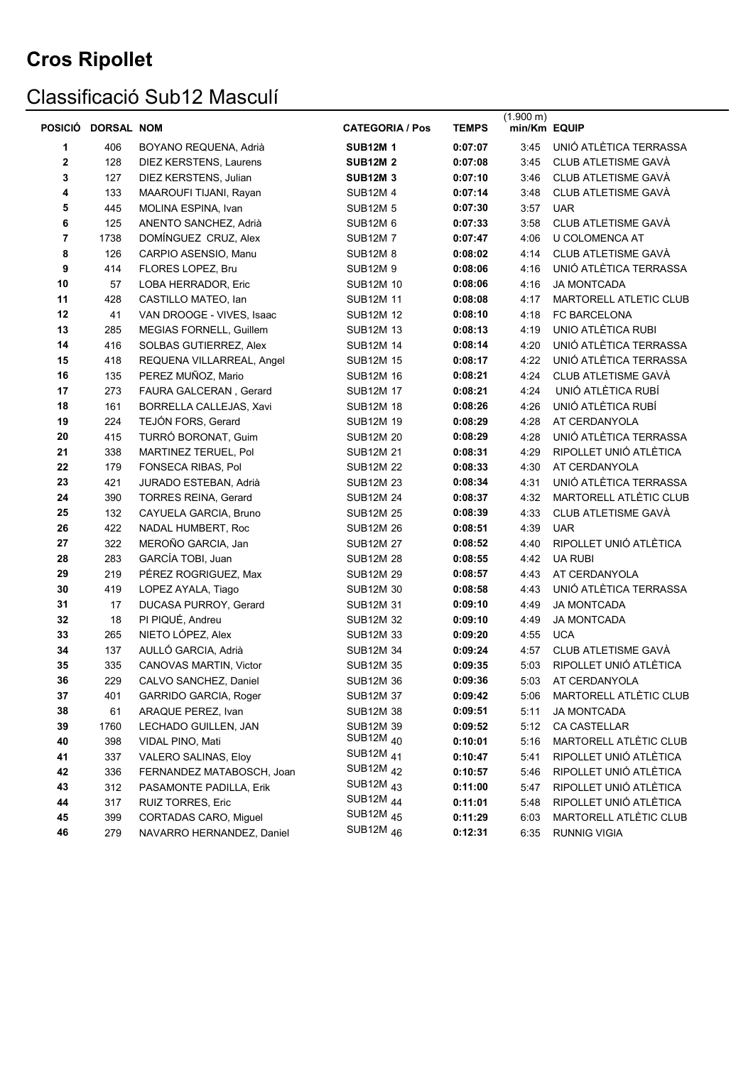# Cros Ripollet

## Classificació Sub12 Masculí

| POSICIÓ | DORSAL | NOM | CATEGORIA / Pos | TEMPS | (1.900 m) min/Km | EQUIP |
|---|---|---|---|---|---|---|
| 1 | 406 | BOYANO REQUENA, Adrià | **SUB12M 1** | **0:07:07** | 3:45 | UNIÓ ATLÈTICA TERRASSA |
| 2 | 128 | DIEZ KERSTENS, Laurens | **SUB12M 2** | **0:07:08** | 3:45 | CLUB ATLETISME GAVÀ |
| 3 | 127 | DIEZ KERSTENS, Julian | **SUB12M 3** | **0:07:10** | 3:46 | CLUB ATLETISME GAVÀ |
| 4 | 133 | MAAROUFI TIJANI, Rayan | SUB12M 4 | **0:07:14** | 3:48 | CLUB ATLETISME GAVÀ |
| 5 | 445 | MOLINA ESPINA, Ivan | SUB12M 5 | **0:07:30** | 3:57 | UAR |
| 6 | 125 | ANENTO SANCHEZ, Adrià | SUB12M 6 | **0:07:33** | 3:58 | CLUB ATLETISME GAVÀ |
| 7 | 1738 | DOMÍNGUEZ CRUZ, Alex | SUB12M 7 | **0:07:47** | 4:06 | U COLOMENCA AT |
| 8 | 126 | CARPIO ASENSIO, Manu | SUB12M 8 | **0:08:02** | 4:14 | CLUB ATLETISME GAVÀ |
| 9 | 414 | FLORES LOPEZ, Bru | SUB12M 9 | **0:08:06** | 4:16 | UNIÓ ATLÈTICA TERRASSA |
| 10 | 57 | LOBA HERRADOR, Eric | SUB12M 10 | **0:08:06** | 4:16 | JA MONTCADA |
| 11 | 428 | CASTILLO MATEO, Ian | SUB12M 11 | **0:08:08** | 4:17 | MARTORELL ATLETIC CLUB |
| 12 | 41 | VAN DROOGE - VIVES, Isaac | SUB12M 12 | **0:08:10** | 4:18 | FC BARCELONA |
| 13 | 285 | MEGIAS FORNELL, Guillem | SUB12M 13 | **0:08:13** | 4:19 | UNIO ATLÈTICA RUBI |
| 14 | 416 | SOLBAS GUTIERREZ, Alex | SUB12M 14 | **0:08:14** | 4:20 | UNIÓ ATLÈTICA TERRASSA |
| 15 | 418 | REQUENA VILLARREAL, Angel | SUB12M 15 | **0:08:17** | 4:22 | UNIÓ ATLÈTICA TERRASSA |
| 16 | 135 | PEREZ MUÑOZ, Mario | SUB12M 16 | **0:08:21** | 4:24 | CLUB ATLETISME GAVÀ |
| 17 | 273 | FAURA GALCERAN , Gerard | SUB12M 17 | **0:08:21** | 4:24 | UNIÓ ATLÈTICA RUBÍ |
| 18 | 161 | BORRELLA CALLEJAS, Xavi | SUB12M 18 | **0:08:26** | 4:26 | UNIÓ ATLÈTICA RUBÍ |
| 19 | 224 | TEJÓN FORS, Gerard | SUB12M 19 | **0:08:29** | 4:28 | AT CERDANYOLA |
| 20 | 415 | TURRÓ BORONAT, Guim | SUB12M 20 | **0:08:29** | 4:28 | UNIÓ ATLÈTICA TERRASSA |
| 21 | 338 | MARTINEZ TERUEL, Pol | SUB12M 21 | **0:08:31** | 4:29 | RIPOLLET UNIÓ ATLÈTICA |
| 22 | 179 | FONSECA RIBAS, Pol | SUB12M 22 | **0:08:33** | 4:30 | AT CERDANYOLA |
| 23 | 421 | JURADO ESTEBAN, Adrià | SUB12M 23 | **0:08:34** | 4:31 | UNIÓ ATLÈTICA TERRASSA |
| 24 | 390 | TORRES REINA, Gerard | SUB12M 24 | **0:08:37** | 4:32 | MARTORELL ATLÈTIC CLUB |
| 25 | 132 | CAYUELA GARCIA, Bruno | SUB12M 25 | **0:08:39** | 4:33 | CLUB ATLETISME GAVÀ |
| 26 | 422 | NADAL HUMBERT, Roc | SUB12M 26 | **0:08:51** | 4:39 | UAR |
| 27 | 322 | MEROÑO GARCIA, Jan | SUB12M 27 | **0:08:52** | 4:40 | RIPOLLET UNIÓ ATLÈTICA |
| 28 | 283 | GARCÍA TOBI, Juan | SUB12M 28 | **0:08:55** | 4:42 | UA RUBI |
| 29 | 219 | PÉREZ ROGRIGUEZ, Max | SUB12M 29 | **0:08:57** | 4:43 | AT CERDANYOLA |
| 30 | 419 | LOPEZ AYALA, Tiago | SUB12M 30 | **0:08:58** | 4:43 | UNIÓ ATLÈTICA TERRASSA |
| 31 | 17 | DUCASA PURROY, Gerard | SUB12M 31 | **0:09:10** | 4:49 | JA MONTCADA |
| 32 | 18 | PI PIQUÉ, Andreu | SUB12M 32 | **0:09:10** | 4:49 | JA MONTCADA |
| 33 | 265 | NIETO LÓPEZ, Alex | SUB12M 33 | **0:09:20** | 4:55 | UCA |
| 34 | 137 | AULLÓ GARCIA, Adrià | SUB12M 34 | **0:09:24** | 4:57 | CLUB ATLETISME GAVÀ |
| 35 | 335 | CANOVAS MARTIN, Victor | SUB12M 35 | **0:09:35** | 5:03 | RIPOLLET UNIÓ ATLÈTICA |
| 36 | 229 | CALVO SANCHEZ, Daniel | SUB12M 36 | **0:09:36** | 5:03 | AT CERDANYOLA |
| 37 | 401 | GARRIDO GARCIA, Roger | SUB12M 37 | **0:09:42** | 5:06 | MARTORELL ATLÈTIC CLUB |
| 38 | 61 | ARAQUE PEREZ, Ivan | SUB12M 38 | **0:09:51** | 5:11 | JA MONTCADA |
| 39 | 1760 | LECHADO GUILLEN, JAN | SUB12M 39 | **0:09:52** | 5:12 | CA CASTELLAR |
| 40 | 398 | VIDAL PINO, Mati | SUB12M 40 | **0:10:01** | 5:16 | MARTORELL ATLÈTIC CLUB |
| 41 | 337 | VALERO SALINAS, Eloy | SUB12M 41 | **0:10:47** | 5:41 | RIPOLLET UNIÓ ATLÈTICA |
| 42 | 336 | FERNANDEZ MATABOSCH, Joan | SUB12M 42 | **0:10:57** | 5:46 | RIPOLLET UNIÓ ATLÈTICA |
| 43 | 312 | PASAMONTE PADILLA, Erik | SUB12M 43 | **0:11:00** | 5:47 | RIPOLLET UNIÓ ATLÈTICA |
| 44 | 317 | RUIZ TORRES, Eric | SUB12M 44 | **0:11:01** | 5:48 | RIPOLLET UNIÓ ATLÈTICA |
| 45 | 399 | CORTADAS CARO, Miguel | SUB12M 45 | **0:11:29** | 6:03 | MARTORELL ATLÈTIC CLUB |
| 46 | 279 | NAVARRO HERNANDEZ, Daniel | SUB12M 46 | **0:12:31** | 6:35 | RUNNIG VIGIA |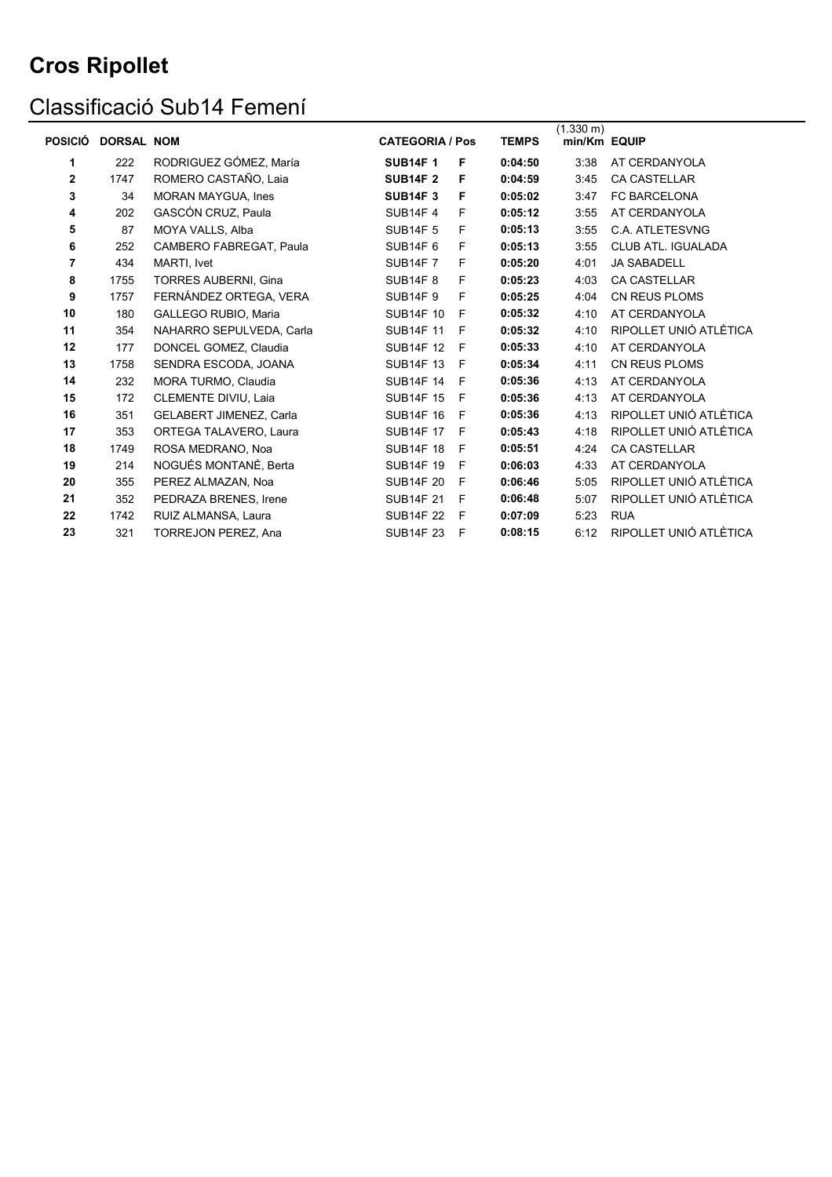# Cros Ripollet

## Classificació Sub14 Femení

| POSICIÓ | DORSAL | NOM | CATEGORIA / Pos | | TEMPS | (1.330 m) min/Km | EQUIP |
|---|---|---|---|---|---|---|---|
| 1 | 222 | RODRIGUEZ GÓMEZ, María | **SUB14F 1** | **F** | **0:04:50** | 3:38 | AT CERDANYOLA |
| 2 | 1747 | ROMERO CASTAÑO, Laia | **SUB14F 2** | **F** | **0:04:59** | 3:45 | CA CASTELLAR |
| 3 | 34 | MORAN MAYGUA, Ines | **SUB14F 3** | **F** | **0:05:02** | 3:47 | FC BARCELONA |
| 4 | 202 | GASCÓN CRUZ, Paula | SUB14F 4 | F | **0:05:12** | 3:55 | AT CERDANYOLA |
| 5 | 87 | MOYA VALLS, Alba | SUB14F 5 | F | **0:05:13** | 3:55 | C.A. ATLETESVNG |
| 6 | 252 | CAMBERO FABREGAT, Paula | SUB14F 6 | F | **0:05:13** | 3:55 | CLUB ATL. IGUALADA |
| 7 | 434 | MARTI, Ivet | SUB14F 7 | F | **0:05:20** | 4:01 | JA SABADELL |
| 8 | 1755 | TORRES AUBERNI, Gina | SUB14F 8 | F | **0:05:23** | 4:03 | CA CASTELLAR |
| 9 | 1757 | FERNÁNDEZ ORTEGA, VERA | SUB14F 9 | F | **0:05:25** | 4:04 | CN REUS PLOMS |
| 10 | 180 | GALLEGO RUBIO, Maria | SUB14F 10 | F | **0:05:32** | 4:10 | AT CERDANYOLA |
| 11 | 354 | NAHARRO SEPULVEDA, Carla | SUB14F 11 | F | **0:05:32** | 4:10 | RIPOLLET UNIÓ ATLÈTICA |
| 12 | 177 | DONCEL GOMEZ, Claudia | SUB14F 12 | F | **0:05:33** | 4:10 | AT CERDANYOLA |
| 13 | 1758 | SENDRA ESCODA, JOANA | SUB14F 13 | F | **0:05:34** | 4:11 | CN REUS PLOMS |
| 14 | 232 | MORA TURMO, Claudia | SUB14F 14 | F | **0:05:36** | 4:13 | AT CERDANYOLA |
| 15 | 172 | CLEMENTE DIVIU, Laia | SUB14F 15 | F | **0:05:36** | 4:13 | AT CERDANYOLA |
| 16 | 351 | GELABERT JIMENEZ, Carla | SUB14F 16 | F | **0:05:36** | 4:13 | RIPOLLET UNIÓ ATLÈTICA |
| 17 | 353 | ORTEGA TALAVERO, Laura | SUB14F 17 | F | **0:05:43** | 4:18 | RIPOLLET UNIÓ ATLÈTICA |
| 18 | 1749 | ROSA MEDRANO, Noa | SUB14F 18 | F | **0:05:51** | 4:24 | CA CASTELLAR |
| 19 | 214 | NOGUÉS MONTANÉ, Berta | SUB14F 19 | F | **0:06:03** | 4:33 | AT CERDANYOLA |
| 20 | 355 | PEREZ ALMAZAN, Noa | SUB14F 20 | F | **0:06:46** | 5:05 | RIPOLLET UNIÓ ATLÈTICA |
| 21 | 352 | PEDRAZA BRENES, Irene | SUB14F 21 | F | **0:06:48** | 5:07 | RIPOLLET UNIÓ ATLÈTICA |
| 22 | 1742 | RUIZ ALMANSA, Laura | SUB14F 22 | F | **0:07:09** | 5:23 | RUA |
| 23 | 321 | TORREJON PEREZ, Ana | SUB14F 23 | F | **0:08:15** | 6:12 | RIPOLLET UNIÓ ATLÈTICA |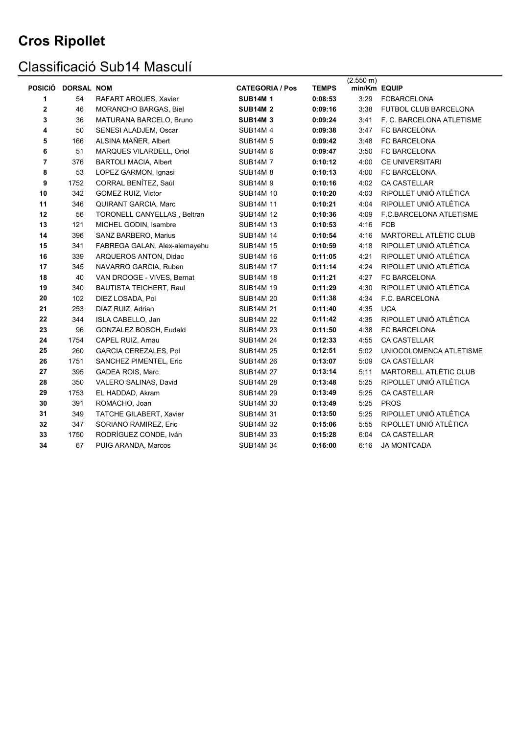# Cros Ripollet

## Classificació Sub14 Masculí

| POSICIÓ | DORSAL | NOM | CATEGORIA / Pos | TEMPS | (2.550 m) min/Km | EQUIP |
|---|---|---|---|---|---|---|
| 1 | 54 | RAFART ARQUES, Xavier | **SUB14M 1** | **0:08:53** | 3:29 | FCBARCELONA |
| 2 | 46 | MORANCHO BARGAS, Biel | **SUB14M 2** | **0:09:16** | 3:38 | FUTBOL CLUB BARCELONA |
| 3 | 36 | MATURANA BARCELO, Bruno | **SUB14M 3** | **0:09:24** | 3:41 | F. C. BARCELONA ATLETISME |
| 4 | 50 | SENESI ALADJEM, Oscar | SUB14M 4 | **0:09:38** | 3:47 | FC BARCELONA |
| 5 | 166 | ALSINA MAÑER, Albert | SUB14M 5 | **0:09:42** | 3:48 | FC BARCELONA |
| 6 | 51 | MARQUES VILARDELL, Oriol | SUB14M 6 | **0:09:47** | 3:50 | FC BARCELONA |
| 7 | 376 | BARTOLI MACIA, Albert | SUB14M 7 | **0:10:12** | 4:00 | CE UNIVERSITARI |
| 8 | 53 | LOPEZ GARMON, Ignasi | SUB14M 8 | **0:10:13** | 4:00 | FC BARCELONA |
| 9 | 1752 | CORRAL BENÍTEZ, Saúl | SUB14M 9 | **0:10:16** | 4:02 | CA CASTELLAR |
| 10 | 342 | GOMEZ RUIZ, Victor | SUB14M 10 | **0:10:20** | 4:03 | RIPOLLET UNIÓ ATLÈTICA |
| 11 | 346 | QUIRANT GARCIA, Marc | SUB14M 11 | **0:10:21** | 4:04 | RIPOLLET UNIÓ ATLÈTICA |
| 12 | 56 | TORONELL CANYELLAS , Beltran | SUB14M 12 | **0:10:36** | 4:09 | F.C.BARCELONA ATLETISME |
| 13 | 121 | MICHEL GODIN, Isambre | SUB14M 13 | **0:10:53** | 4:16 | FCB |
| 14 | 396 | SANZ BARBERO, Marius | SUB14M 14 | **0:10:54** | 4:16 | MARTORELL ATLÈTIC CLUB |
| 15 | 341 | FABREGA GALAN, Alex-alemayehu | SUB14M 15 | **0:10:59** | 4:18 | RIPOLLET UNIÓ ATLÈTICA |
| 16 | 339 | ARQUEROS ANTON, Didac | SUB14M 16 | **0:11:05** | 4:21 | RIPOLLET UNIÓ ATLÈTICA |
| 17 | 345 | NAVARRO GARCIA, Ruben | SUB14M 17 | **0:11:14** | 4:24 | RIPOLLET UNIÓ ATLÈTICA |
| 18 | 40 | VAN DROOGE - VIVES, Bernat | SUB14M 18 | **0:11:21** | 4:27 | FC BARCELONA |
| 19 | 340 | BAUTISTA TEICHERT, Raul | SUB14M 19 | **0:11:29** | 4:30 | RIPOLLET UNIÓ ATLÈTICA |
| 20 | 102 | DIEZ LOSADA, Pol | SUB14M 20 | **0:11:38** | 4:34 | F.C. BARCELONA |
| 21 | 253 | DIAZ RUIZ, Adrian | SUB14M 21 | **0:11:40** | 4:35 | UCA |
| 22 | 344 | ISLA CABELLO, Jan | SUB14M 22 | **0:11:42** | 4:35 | RIPOLLET UNIÓ ATLÈTICA |
| 23 | 96 | GONZALEZ BOSCH, Eudald | SUB14M 23 | **0:11:50** | 4:38 | FC BARCELONA |
| 24 | 1754 | CAPEL RUIZ, Arnau | SUB14M 24 | **0:12:33** | 4:55 | CA CASTELLAR |
| 25 | 260 | GARCIA CEREZALES, Pol | SUB14M 25 | **0:12:51** | 5:02 | UNIOCOLOMENCA ATLETISME |
| 26 | 1751 | SANCHEZ PIMENTEL, Eric | SUB14M 26 | **0:13:07** | 5:09 | CA CASTELLAR |
| 27 | 395 | GADEA ROIS, Marc | SUB14M 27 | **0:13:14** | 5:11 | MARTORELL ATLÈTIC CLUB |
| 28 | 350 | VALERO SALINAS, David | SUB14M 28 | **0:13:48** | 5:25 | RIPOLLET UNIÓ ATLÈTICA |
| 29 | 1753 | EL HADDAD, Akram | SUB14M 29 | **0:13:49** | 5:25 | CA CASTELLAR |
| 30 | 391 | ROMACHO, Joan | SUB14M 30 | **0:13:49** | 5:25 | PROS |
| 31 | 349 | TATCHE GILABERT, Xavier | SUB14M 31 | **0:13:50** | 5:25 | RIPOLLET UNIÓ ATLÈTICA |
| 32 | 347 | SORIANO RAMIREZ, Eric | SUB14M 32 | **0:15:06** | 5:55 | RIPOLLET UNIÓ ATLÈTICA |
| 33 | 1750 | RODRÍGUEZ CONDE, Iván | SUB14M 33 | **0:15:28** | 6:04 | CA CASTELLAR |
| 34 | 67 | PUIG ARANDA, Marcos | SUB14M 34 | **0:16:00** | 6:16 | JA MONTCADA |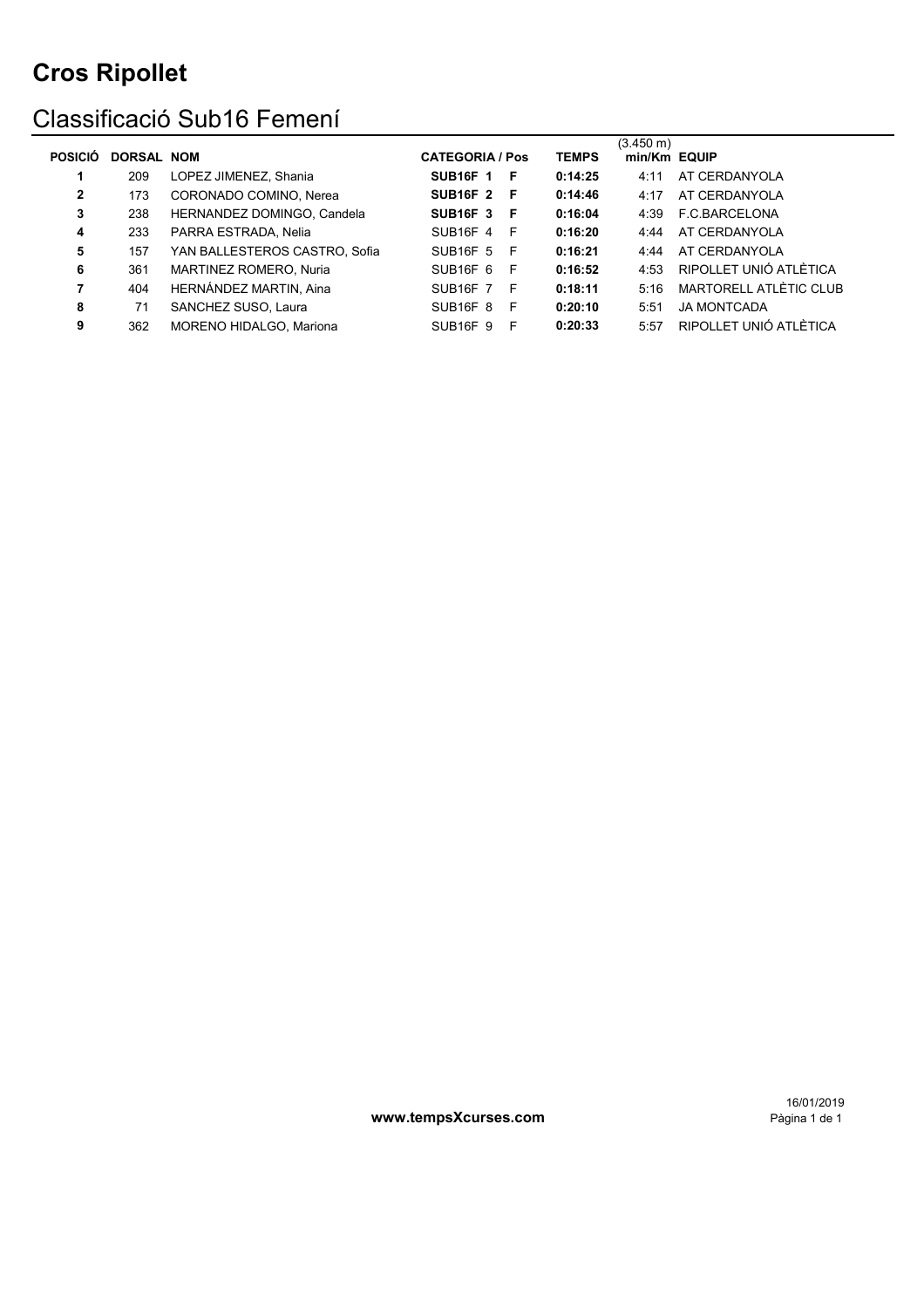# Cros Ripollet

## Classificació Sub16 Femení

| POSICIÓ | DORSAL | NOM | CATEGORIA / Pos | | | TEMPS | (3.450 m) min/Km | EQUIP |
|---|---|---|---|---|---|---|---|---|
| **1** | 209 | LOPEZ JIMENEZ, Shania | **SUB16F** | **1** | **F** | **0:14:25** | 4:11 | AT CERDANYOLA |
| **2** | 173 | CORONADO COMINO, Nerea | **SUB16F** | **2** | **F** | **0:14:46** | 4:17 | AT CERDANYOLA |
| **3** | 238 | HERNANDEZ DOMINGO, Candela | **SUB16F** | **3** | **F** | **0:16:04** | 4:39 | F.C.BARCELONA |
| **4** | 233 | PARRA ESTRADA, Nelia | SUB16F | 4 | F | **0:16:20** | 4:44 | AT CERDANYOLA |
| **5** | 157 | YAN BALLESTEROS CASTRO, Sofia | SUB16F | 5 | F | **0:16:21** | 4:44 | AT CERDANYOLA |
| **6** | 361 | MARTINEZ ROMERO, Nuria | SUB16F | 6 | F | **0:16:52** | 4:53 | RIPOLLET UNIÓ ATLÈTICA |
| **7** | 404 | HERNÁNDEZ MARTIN, Aina | SUB16F | 7 | F | **0:18:11** | 5:16 | MARTORELL ATLÈTIC CLUB |
| **8** | 71 | SANCHEZ SUSO, Laura | SUB16F | 8 | F | **0:20:10** | 5:51 | JA MONTCADA |
| **9** | 362 | MORENO HIDALGO, Mariona | SUB16F | 9 | F | **0:20:33** | 5:57 | RIPOLLET UNIÓ ATLÈTICA |

**www.tempsXcurses.com**

16/01/2019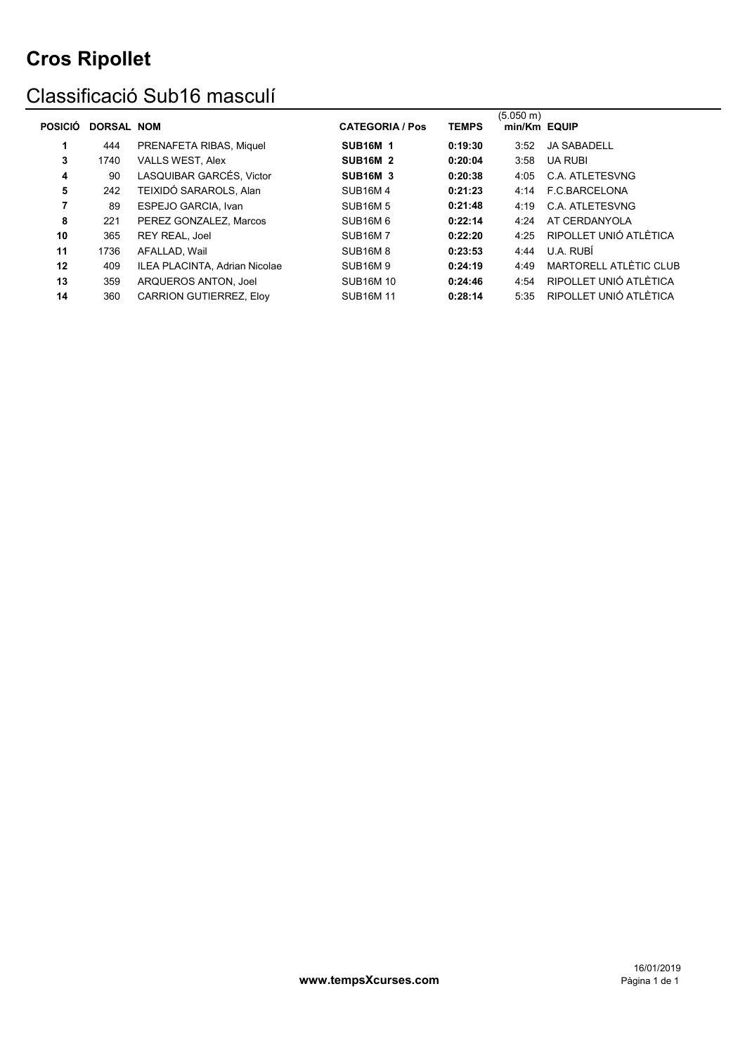# Cros Ripollet

## Classificació Sub16 masculí

| POSICIÓ | DORSAL | NOM | CATEGORIA / Pos | TEMPS | (5.050 m) min/Km | EQUIP |
|---|---|---|---|---|---|---|
| **1** | 444 | PRENAFETA RIBAS, Miquel | **SUB16M 1** | **0:19:30** | 3:52 | JA SABADELL |
| **3** | 1740 | VALLS WEST, Alex | **SUB16M 2** | **0:20:04** | 3:58 | UA RUBI |
| **4** | 90 | LASQUIBAR GARCÉS, Victor | **SUB16M 3** | **0:20:38** | 4:05 | C.A. ATLETESVNG |
| **5** | 242 | TEIXIDÓ SARAROLS, Alan | SUB16M 4 | **0:21:23** | 4:14 | F.C.BARCELONA |
| **7** | 89 | ESPEJO GARCIA, Ivan | SUB16M 5 | **0:21:48** | 4:19 | C.A. ATLETESVNG |
| **8** | 221 | PEREZ GONZALEZ, Marcos | SUB16M 6 | **0:22:14** | 4:24 | AT CERDANYOLA |
| **10** | 365 | REY REAL, Joel | SUB16M 7 | **0:22:20** | 4:25 | RIPOLLET UNIÓ ATLÈTICA |
| **11** | 1736 | AFALLAD, Wail | SUB16M 8 | **0:23:53** | 4:44 | U.A. RUBÍ |
| **12** | 409 | ILEA PLACINTA, Adrian Nicolae | SUB16M 9 | **0:24:19** | 4:49 | MARTORELL ATLÈTIC CLUB |
| **13** | 359 | ARQUEROS ANTON, Joel | SUB16M 10 | **0:24:46** | 4:54 | RIPOLLET UNIÓ ATLÈTICA |
| **14** | 360 | CARRION GUTIERREZ, Eloy | SUB16M 11 | **0:28:14** | 5:35 | RIPOLLET UNIÓ ATLÈTICA |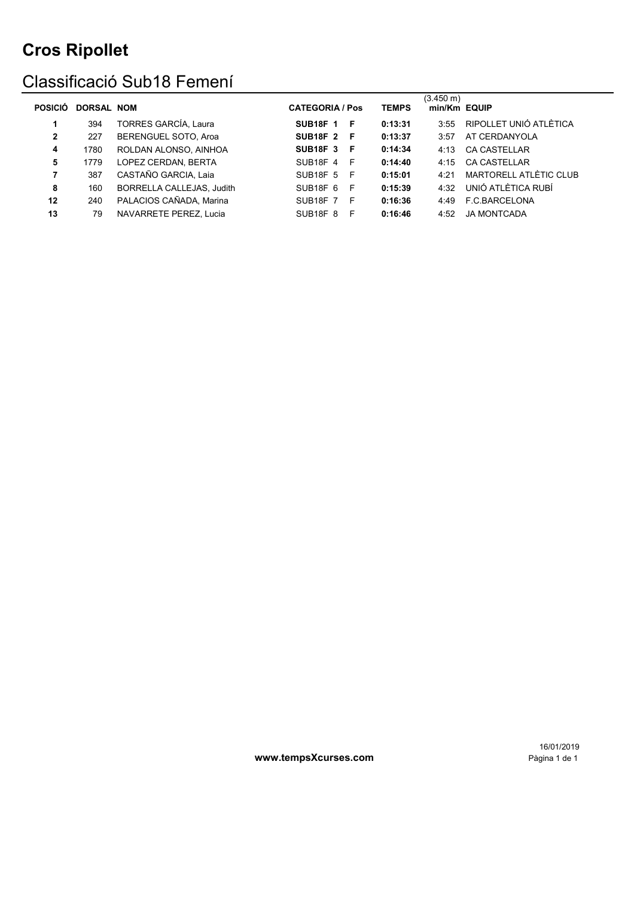# Cros Ripollet

## Classificació Sub18 Femení

| POSICIÓ | DORSAL | NOM | CATEGORIA / Pos | | | TEMPS | (3.450 m) min/Km | EQUIP |
|---|---|---|---|---|---|---|---|---|
| **1** | 394 | TORRES GARCÍA, Laura | **SUB18F** | **1** | **F** | **0:13:31** | 3:55 | RIPOLLET UNIÓ ATLÈTICA |
| **2** | 227 | BERENGUEL SOTO, Aroa | **SUB18F** | **2** | **F** | **0:13:37** | 3:57 | AT CERDANYOLA |
| **4** | 1780 | ROLDAN ALONSO, AINHOA | **SUB18F** | **3** | **F** | **0:14:34** | 4:13 | CA CASTELLAR |
| **5** | 1779 | LOPEZ CERDAN, BERTA | SUB18F | 4 | F | **0:14:40** | 4:15 | CA CASTELLAR |
| **7** | 387 | CASTAÑO GARCIA, Laia | SUB18F | 5 | F | **0:15:01** | 4:21 | MARTORELL ATLÈTIC CLUB |
| **8** | 160 | BORRELLA CALLEJAS, Judith | SUB18F | 6 | F | **0:15:39** | 4:32 | UNIÓ ATLÈTICA RUBÍ |
| **12** | 240 | PALACIOS CAÑADA, Marina | SUB18F | 7 | F | **0:16:36** | 4:49 | F.C.BARCELONA |
| **13** | 79 | NAVARRETE PEREZ, Lucia | SUB18F | 8 | F | **0:16:46** | 4:52 | JA MONTCADA |

**www.tempsXcurses.com**

16/01/2019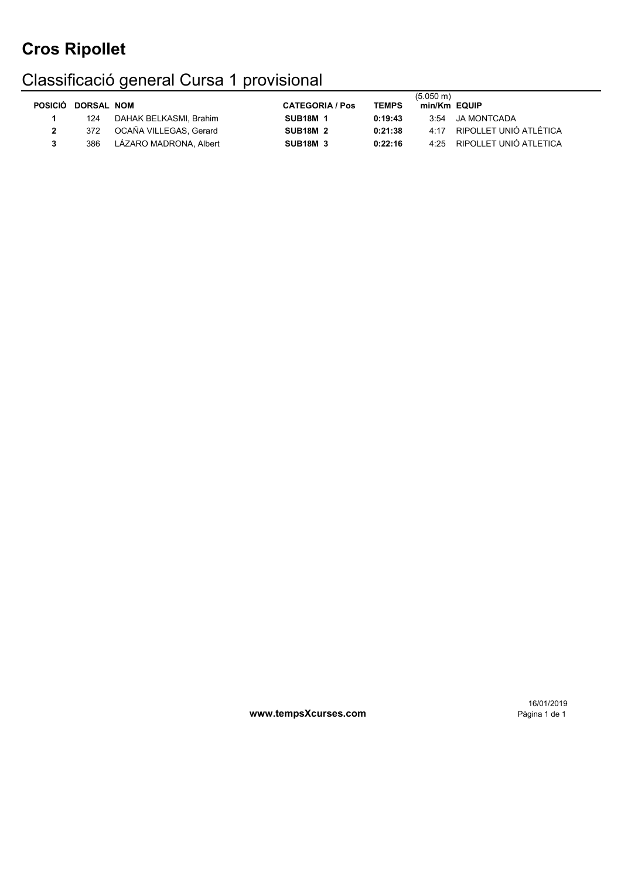# Cros Ripollet

## Classificació general Cursa 1 provisional

| POSICIÓ | DORSAL | NOM | CATEGORIA / Pos | TEMPS | (5.050 m) min/Km | EQUIP |
|---|---|---|---|---|---|---|
| **1** | 124 | DAHAK BELKASMI, Brahim | **SUB18M 1** | **0:19:43** | 3:54 | JA MONTCADA |
| **2** | 372 | OCAÑA VILLEGAS, Gerard | **SUB18M 2** | **0:21:38** | 4:17 | RIPOLLET UNIÓ ATLÉTICA |
| **3** | 386 | LÁZARO MADRONA, Albert | **SUB18M 3** | **0:22:16** | 4:25 | RIPOLLET UNIÓ ATLETICA |

**www.tempsXcurses.com**

16/01/2019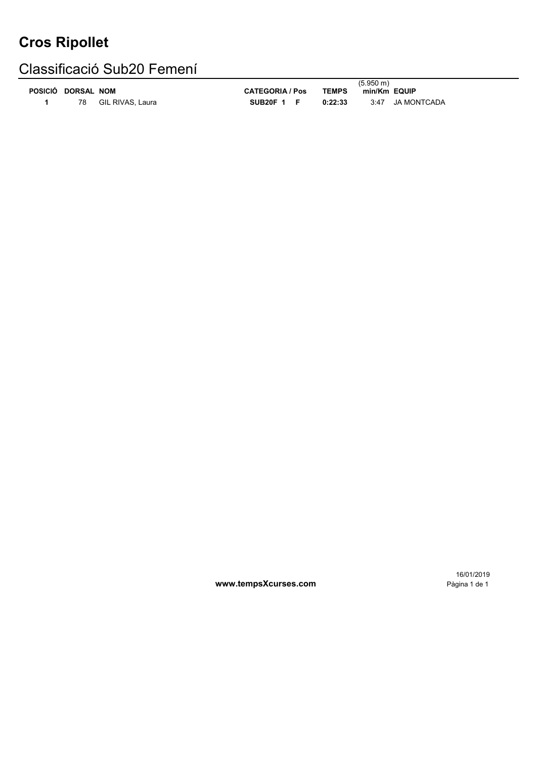# Cros Ripollet

## Classificació Sub20 Femení

| POSICIÓ | DORSAL | NOM | CATEGORIA / Pos | | | TEMPS | (5.950 m) min/Km | EQUIP |
|---|---|---|---|---|---|---|---|---|
| **1** | 78 | GIL RIVAS, Laura | **SUB20F** | **1** | **F** | **0:22:33** | 3:47 | JA MONTCADA |

**www.tempsXcurses.com**

16/01/2019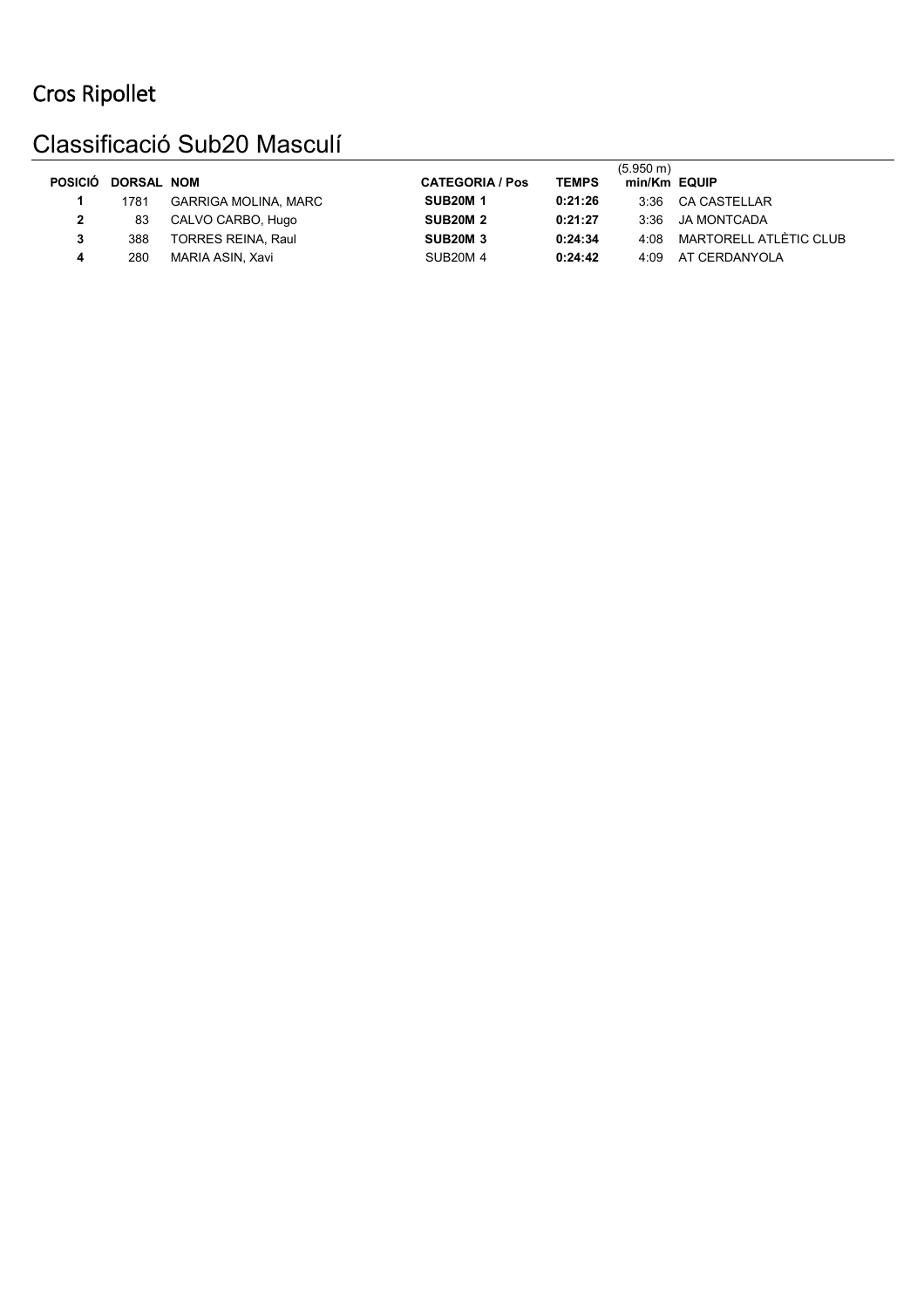# Cros Ripollet

## Classificació Sub20 Masculí

| POSICIÓ | DORSAL | NOM | CATEGORIA / Pos | TEMPS | (5.950 m) min/Km | EQUIP |
|---|---|---|---|---|---|---|
| **1** | 1781 | GARRIGA MOLINA, MARC | **SUB20M 1** | **0:21:26** | 3:36 | CA CASTELLAR |
| **2** | 83 | CALVO CARBO, Hugo | **SUB20M 2** | **0:21:27** | 3:36 | JA MONTCADA |
| **3** | 388 | TORRES REINA, Raul | **SUB20M 3** | **0:24:34** | 4:08 | MARTORELL ATLÈTIC CLUB |
| **4** | 280 | MARIA ASIN, Xavi | SUB20M 4 | **0:24:42** | 4:09 | AT CERDANYOLA |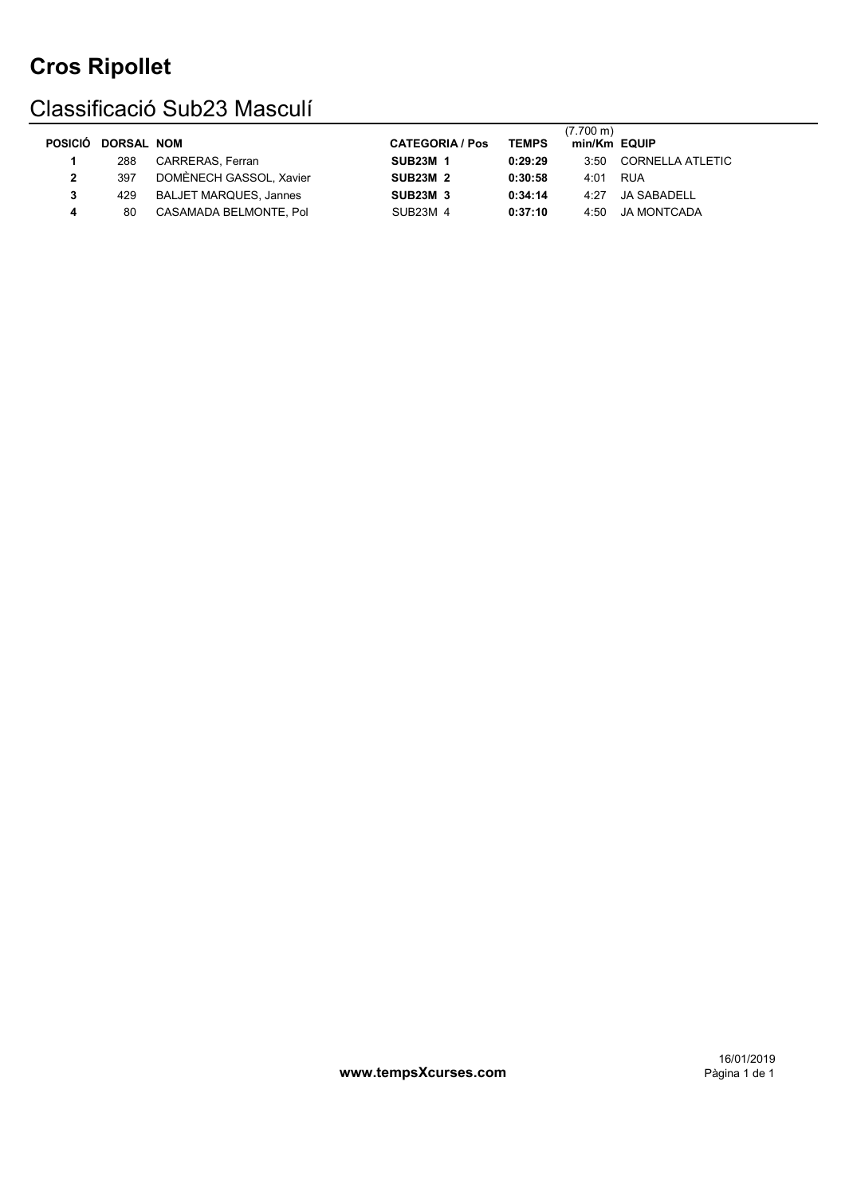# Cros Ripollet

## Classificació Sub23 Masculí

| POSICIÓ | DORSAL | NOM | CATEGORIA / Pos | TEMPS | (7.700 m) min/Km | EQUIP |
|---|---|---|---|---|---|---|
| **1** | 288 | CARRERAS, Ferran | **SUB23M 1** | **0:29:29** | 3:50 | CORNELLA ATLETIC |
| **2** | 397 | DOMÈNECH GASSOL, Xavier | **SUB23M 2** | **0:30:58** | 4:01 | RUA |
| **3** | 429 | BALJET MARQUES, Jannes | **SUB23M 3** | **0:34:14** | 4:27 | JA SABADELL |
| **4** | 80 | CASAMADA BELMONTE, Pol | SUB23M 4 | **0:37:10** | 4:50 | JA MONTCADA |

**www.tempsXcurses.com**

16/01/2019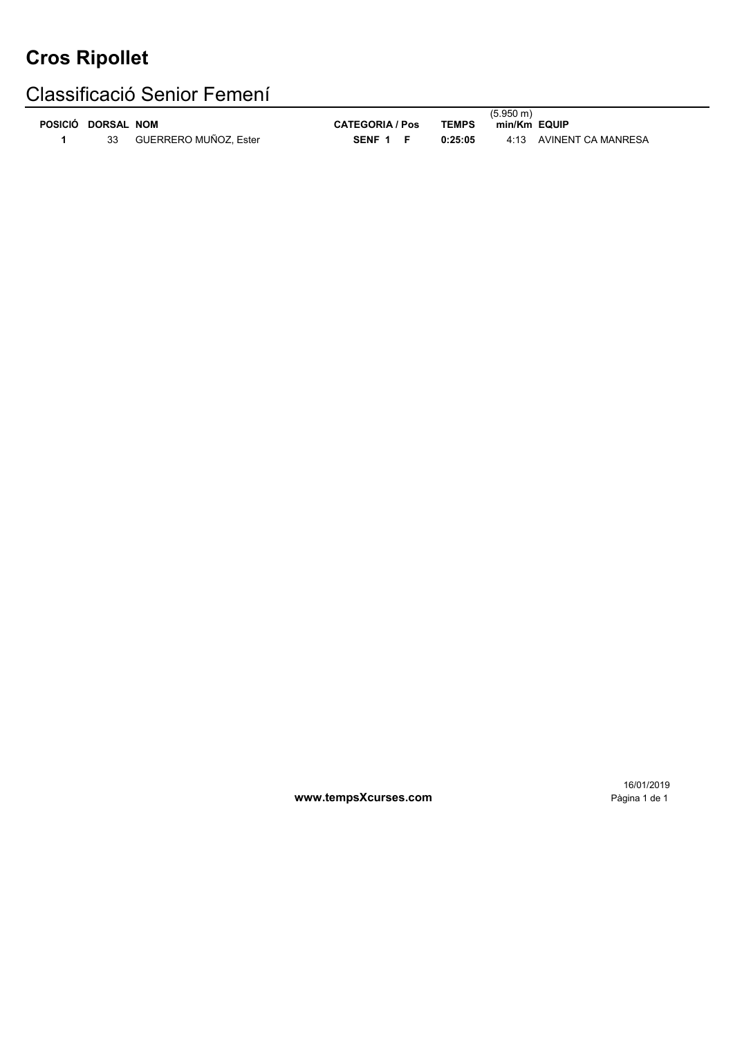# Cros Ripollet

## Classificació Senior Femení

| POSICIÓ | DORSAL | NOM | CATEGORIA / Pos | | TEMPS | (5.950 m) min/Km | EQUIP |
|---|---|---|---|---|---|---|---|
| **1** | 33 | GUERRERO MUÑOZ, Ester | **SENF 1** | **F** | **0:25:05** | 4:13 | AVINENT CA MANRESA |

**www.tempsXcurses.com**

16/01/2019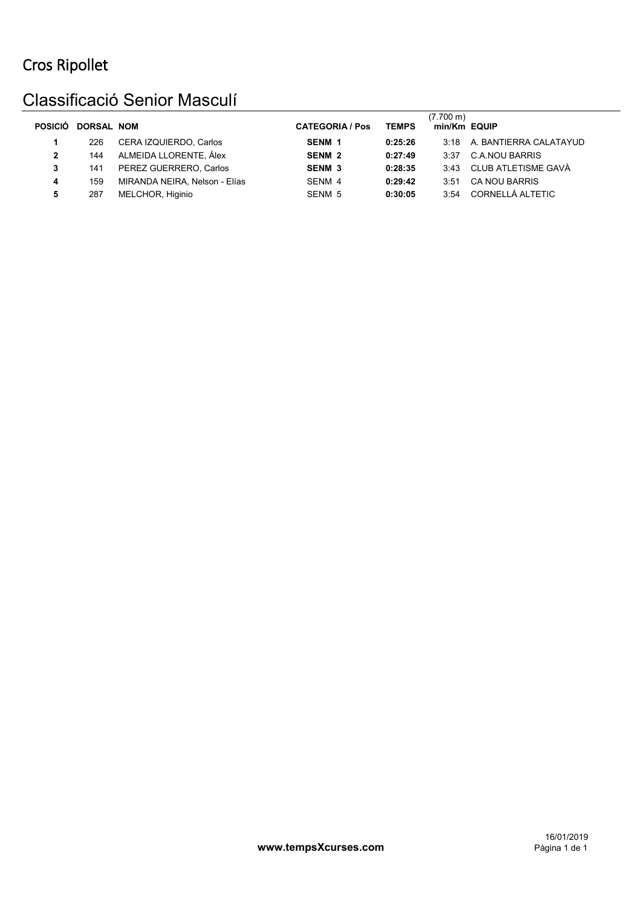# Cros Ripollet

## Classificació Senior Masculí

| POSICIÓ | DORSAL | NOM | CATEGORIA / Pos | TEMPS | (7.700 m) min/Km | EQUIP |
|---|---|---|---|---|---|---|
| **1** | 226 | CERA IZQUIERDO, Carlos | **SENM 1** | **0:25:26** | 3:18 | A. BANTIERRA CALATAYUD |
| **2** | 144 | ALMEIDA LLORENTE, Álex | **SENM 2** | **0:27:49** | 3:37 | C.A.NOU BARRIS |
| **3** | 141 | PEREZ GUERRERO, Carlos | **SENM 3** | **0:28:35** | 3:43 | CLUB ATLETISME GAVÀ |
| **4** | 159 | MIRANDA NEIRA, Nelson - Elías | SENM 4 | **0:29:42** | 3:51 | CA NOU BARRIS |
| **5** | 287 | MELCHOR, Higinio | SENM 5 | **0:30:05** | 3:54 | CORNELLÁ ALTETIC |

**www.tempsXcurses.com**

16/01/2019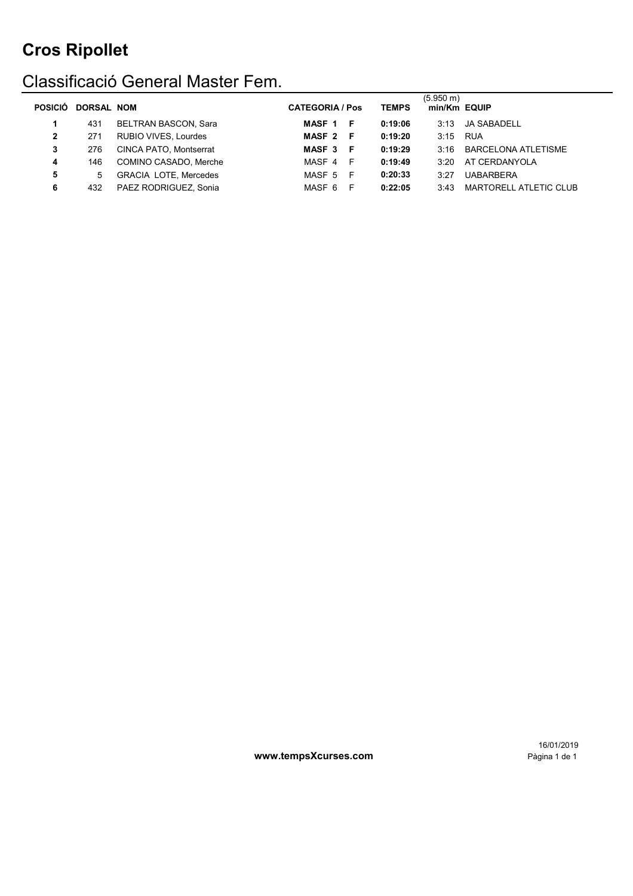# Cros Ripollet

## Classificació General Master Fem.

| POSICIÓ | DORSAL | NOM | CATEGORIA / Pos | | TEMPS | (5.950 m) min/Km | EQUIP |
|---|---|---|---|---|---|---|---|
| **1** | 431 | BELTRAN BASCON, Sara | **MASF 1** | **F** | **0:19:06** | 3:13 | JA SABADELL |
| **2** | 271 | RUBIO VIVES, Lourdes | **MASF 2** | **F** | **0:19:20** | 3:15 | RUA |
| **3** | 276 | CINCA PATO, Montserrat | **MASF 3** | **F** | **0:19:29** | 3:16 | BARCELONA ATLETISME |
| **4** | 146 | COMINO CASADO, Merche | MASF 4 | F | **0:19:49** | 3:20 | AT CERDANYOLA |
| **5** | 5 | GRACIA LOTE, Mercedes | MASF 5 | F | **0:20:33** | 3:27 | UABARBERA |
| **6** | 432 | PAEZ RODRIGUEZ, Sonia | MASF 6 | F | **0:22:05** | 3:43 | MARTORELL ATLETIC CLUB |

**www.tempsXcurses.com**

16/01/2019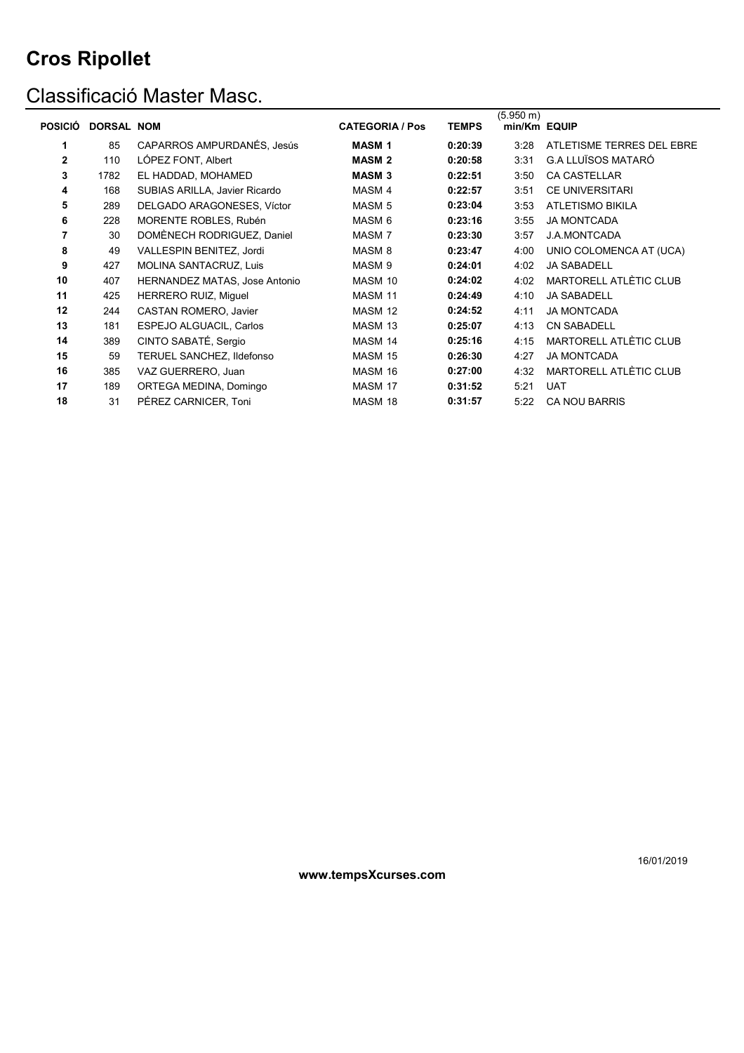# Cros Ripollet

## Classificació Master Masc.

| POSICIÓ | DORSAL | NOM | CATEGORIA / Pos | TEMPS | (5.950 m) min/Km | EQUIP |
|---|---|---|---|---|---|---|
| **1** | 85 | CAPARROS AMPURDANÉS, Jesús | **MASM 1** | **0:20:39** | 3:28 | ATLETISME TERRES DEL EBRE |
| **2** | 110 | LÓPEZ FONT, Albert | **MASM 2** | **0:20:58** | 3:31 | G.A LLUÏSOS MATARÓ |
| **3** | 1782 | EL HADDAD, MOHAMED | **MASM 3** | **0:22:51** | 3:50 | CA CASTELLAR |
| **4** | 168 | SUBIAS ARILLA, Javier Ricardo | MASM 4 | **0:22:57** | 3:51 | CE UNIVERSITARI |
| **5** | 289 | DELGADO ARAGONESES, Víctor | MASM 5 | **0:23:04** | 3:53 | ATLETISMO BIKILA |
| **6** | 228 | MORENTE ROBLES, Rubén | MASM 6 | **0:23:16** | 3:55 | JA MONTCADA |
| **7** | 30 | DOMÈNECH RODRIGUEZ, Daniel | MASM 7 | **0:23:30** | 3:57 | J.A.MONTCADA |
| **8** | 49 | VALLESPIN BENITEZ, Jordi | MASM 8 | **0:23:47** | 4:00 | UNIO COLOMENCA AT (UCA) |
| **9** | 427 | MOLINA SANTACRUZ, Luis | MASM 9 | **0:24:01** | 4:02 | JA SABADELL |
| **10** | 407 | HERNANDEZ MATAS, Jose Antonio | MASM 10 | **0:24:02** | 4:02 | MARTORELL ATLÈTIC CLUB |
| **11** | 425 | HERRERO RUIZ, Miguel | MASM 11 | **0:24:49** | 4:10 | JA SABADELL |
| **12** | 244 | CASTAN ROMERO, Javier | MASM 12 | **0:24:52** | 4:11 | JA MONTCADA |
| **13** | 181 | ESPEJO ALGUACIL, Carlos | MASM 13 | **0:25:07** | 4:13 | CN SABADELL |
| **14** | 389 | CINTO SABATÉ, Sergio | MASM 14 | **0:25:16** | 4:15 | MARTORELL ATLÈTIC CLUB |
| **15** | 59 | TERUEL SANCHEZ, Ildefonso | MASM 15 | **0:26:30** | 4:27 | JA MONTCADA |
| **16** | 385 | VAZ GUERRERO, Juan | MASM 16 | **0:27:00** | 4:32 | MARTORELL ATLÈTIC CLUB |
| **17** | 189 | ORTEGA MEDINA, Domingo | MASM 17 | **0:31:52** | 5:21 | UAT |
| **18** | 31 | PÉREZ CARNICER, Toni | MASM 18 | **0:31:57** | 5:22 | CA NOU BARRIS |

16/01/2019

**www.tempsXcurses.com**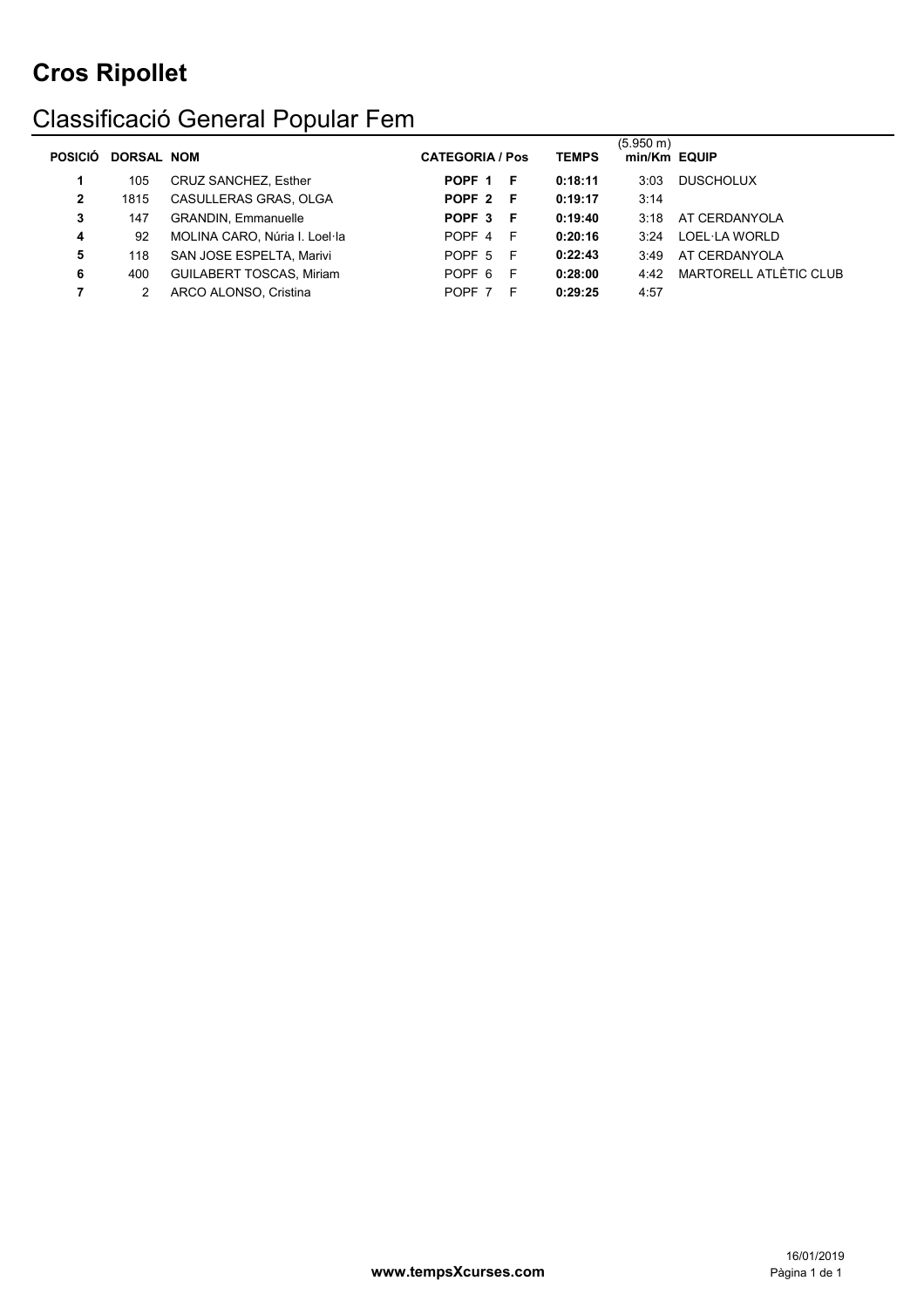# Cros Ripollet

## Classificació General Popular Fem

| POSICIÓ | DORSAL | NOM | CATEGORIA / Pos | | TEMPS | (5.950 m) min/Km | EQUIP |
|---|---|---|---|---|---|---|---|
| **1** | 105 | CRUZ SANCHEZ, Esther | **POPF 1** | **F** | **0:18:11** | 3:03 | DUSCHOLUX |
| **2** | 1815 | CASULLERAS GRAS, OLGA | **POPF 2** | **F** | **0:19:17** | 3:14 | |
| **3** | 147 | GRANDIN, Emmanuelle | **POPF 3** | **F** | **0:19:40** | 3:18 | AT CERDANYOLA |
| **4** | 92 | MOLINA CARO, Núria I. Loel·la | POPF 4 | F | **0:20:16** | 3:24 | LOEL·LA WORLD |
| **5** | 118 | SAN JOSE ESPELTA, Marivi | POPF 5 | F | **0:22:43** | 3:49 | AT CERDANYOLA |
| **6** | 400 | GUILABERT TOSCAS, Miriam | POPF 6 | F | **0:28:00** | 4:42 | MARTORELL ATLÈTIC CLUB |
| **7** | 2 | ARCO ALONSO, Cristina | POPF 7 | F | **0:29:25** | 4:57 | |

**www.tempsXcurses.com**

16/01/2019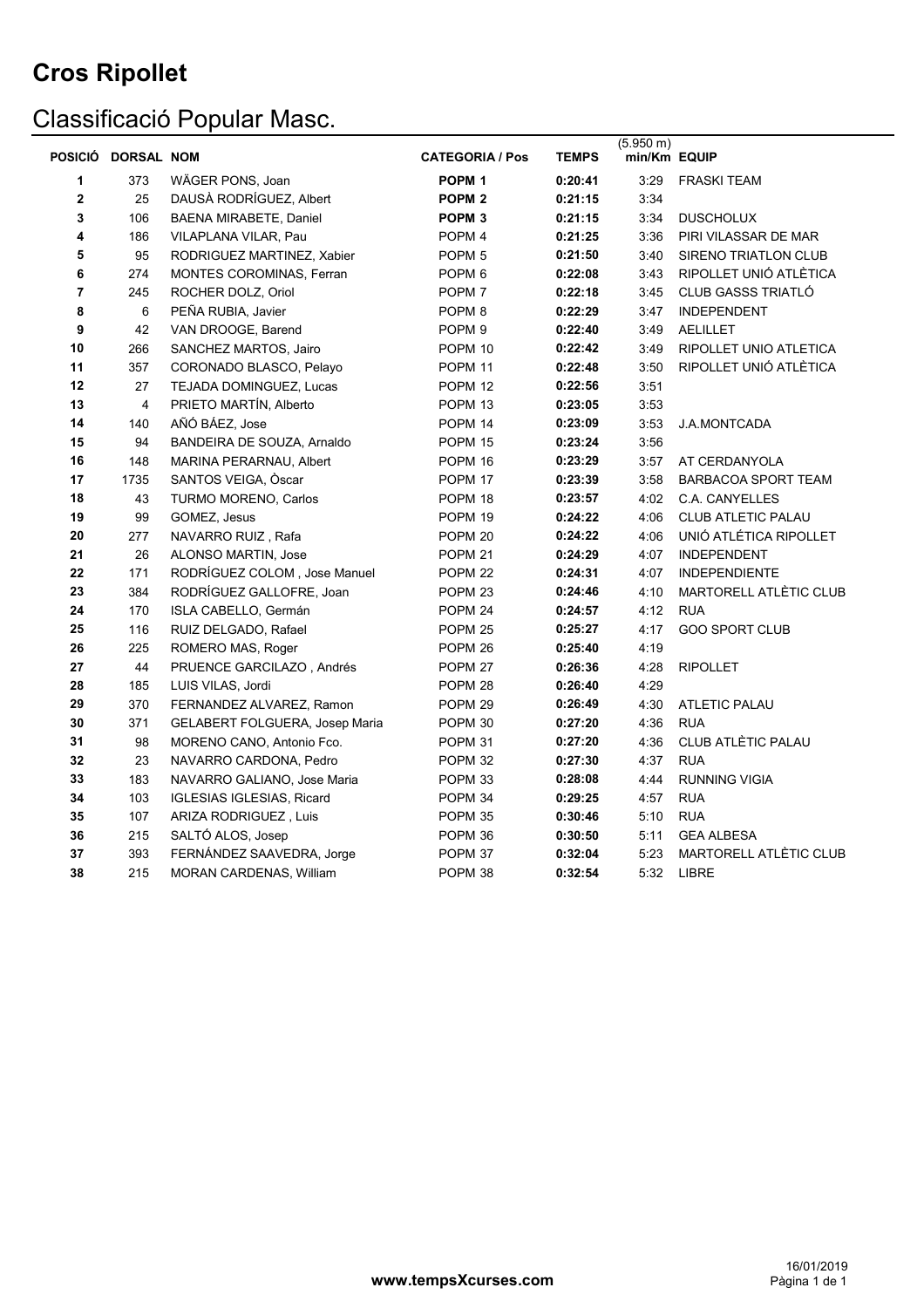# Cros Ripollet

## Classificació Popular Masc.

| POSICIÓ | DORSAL | NOM | CATEGORIA / Pos | TEMPS | (5.950 m) min/Km | EQUIP |
|---|---|---|---|---|---|---|
| **1** | 373 | WÄGER PONS, Joan | **POPM 1** | **0:20:41** | 3:29 | FRASKI TEAM |
| **2** | 25 | DAUSÀ RODRÍGUEZ, Albert | **POPM 2** | **0:21:15** | 3:34 | |
| **3** | 106 | BAENA MIRABETE, Daniel | **POPM 3** | **0:21:15** | 3:34 | DUSCHOLUX |
| **4** | 186 | VILAPLANA VILAR, Pau | POPM 4 | **0:21:25** | 3:36 | PIRI VILASSAR DE MAR |
| **5** | 95 | RODRIGUEZ MARTINEZ, Xabier | POPM 5 | **0:21:50** | 3:40 | SIRENO TRIATLON CLUB |
| **6** | 274 | MONTES COROMINAS, Ferran | POPM 6 | **0:22:08** | 3:43 | RIPOLLET UNIÓ ATLÈTICA |
| **7** | 245 | ROCHER DOLZ, Oriol | POPM 7 | **0:22:18** | 3:45 | CLUB GASSS TRIATLÓ |
| **8** | 6 | PEÑA RUBIA, Javier | POPM 8 | **0:22:29** | 3:47 | INDEPENDENT |
| **9** | 42 | VAN DROOGE, Barend | POPM 9 | **0:22:40** | 3:49 | AELILLET |
| **10** | 266 | SANCHEZ MARTOS, Jairo | POPM 10 | **0:22:42** | 3:49 | RIPOLLET UNIO ATLETICA |
| **11** | 357 | CORONADO BLASCO, Pelayo | POPM 11 | **0:22:48** | 3:50 | RIPOLLET UNIÓ ATLÈTICA |
| **12** | 27 | TEJADA DOMINGUEZ, Lucas | POPM 12 | **0:22:56** | 3:51 | |
| **13** | 4 | PRIETO MARTÍN, Alberto | POPM 13 | **0:23:05** | 3:53 | |
| **14** | 140 | AÑÓ BÁEZ, Jose | POPM 14 | **0:23:09** | 3:53 | J.A.MONTCADA |
| **15** | 94 | BANDEIRA DE SOUZA, Arnaldo | POPM 15 | **0:23:24** | 3:56 | |
| **16** | 148 | MARINA PERARNAU, Albert | POPM 16 | **0:23:29** | 3:57 | AT CERDANYOLA |
| **17** | 1735 | SANTOS VEIGA, Òscar | POPM 17 | **0:23:39** | 3:58 | BARBACOA SPORT TEAM |
| **18** | 43 | TURMO MORENO, Carlos | POPM 18 | **0:23:57** | 4:02 | C.A. CANYELLES |
| **19** | 99 | GOMEZ, Jesus | POPM 19 | **0:24:22** | 4:06 | CLUB ATLETIC PALAU |
| **20** | 277 | NAVARRO RUIZ , Rafa | POPM 20 | **0:24:22** | 4:06 | UNIÓ ATLÉTICA RIPOLLET |
| **21** | 26 | ALONSO MARTIN, Jose | POPM 21 | **0:24:29** | 4:07 | INDEPENDENT |
| **22** | 171 | RODRÍGUEZ COLOM , Jose Manuel | POPM 22 | **0:24:31** | 4:07 | INDEPENDIENTE |
| **23** | 384 | RODRÍGUEZ GALLOFRE, Joan | POPM 23 | **0:24:46** | 4:10 | MARTORELL ATLÈTIC CLUB |
| **24** | 170 | ISLA CABELLO, Germán | POPM 24 | **0:24:57** | 4:12 | RUA |
| **25** | 116 | RUIZ DELGADO, Rafael | POPM 25 | **0:25:27** | 4:17 | GOO SPORT CLUB |
| **26** | 225 | ROMERO MAS, Roger | POPM 26 | **0:25:40** | 4:19 | |
| **27** | 44 | PRUENCE GARCILAZO , Andrés | POPM 27 | **0:26:36** | 4:28 | RIPOLLET |
| **28** | 185 | LUIS VILAS, Jordi | POPM 28 | **0:26:40** | 4:29 | |
| **29** | 370 | FERNANDEZ ALVAREZ, Ramon | POPM 29 | **0:26:49** | 4:30 | ATLETIC PALAU |
| **30** | 371 | GELABERT FOLGUERA, Josep Maria | POPM 30 | **0:27:20** | 4:36 | RUA |
| **31** | 98 | MORENO CANO, Antonio Fco. | POPM 31 | **0:27:20** | 4:36 | CLUB ATLÈTIC PALAU |
| **32** | 23 | NAVARRO CARDONA, Pedro | POPM 32 | **0:27:30** | 4:37 | RUA |
| **33** | 183 | NAVARRO GALIANO, Jose Maria | POPM 33 | **0:28:08** | 4:44 | RUNNING VIGIA |
| **34** | 103 | IGLESIAS IGLESIAS, Ricard | POPM 34 | **0:29:25** | 4:57 | RUA |
| **35** | 107 | ARIZA RODRIGUEZ , Luis | POPM 35 | **0:30:46** | 5:10 | RUA |
| **36** | 215 | SALTÓ ALOS, Josep | POPM 36 | **0:30:50** | 5:11 | GEA ALBESA |
| **37** | 393 | FERNÁNDEZ SAAVEDRA, Jorge | POPM 37 | **0:32:04** | 5:23 | MARTORELL ATLÈTIC CLUB |
| **38** | 215 | MORAN CARDENAS, William | POPM 38 | **0:32:54** | 5:32 | LIBRE |

**www.tempsXcurses.com**

16/01/2019